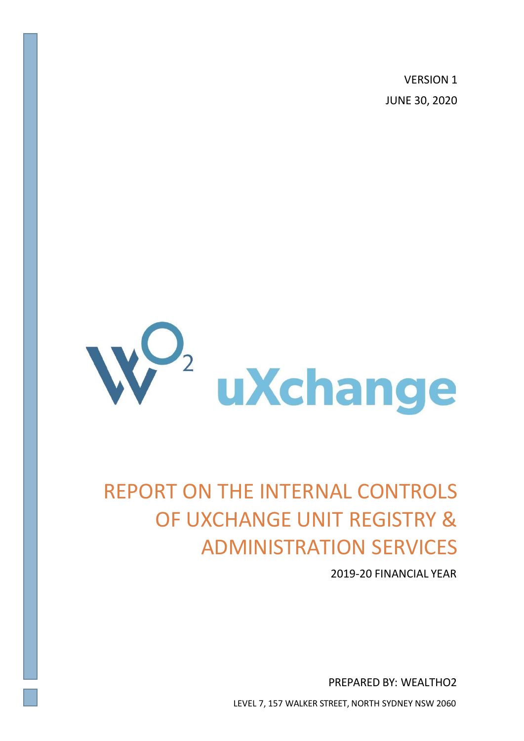VERSION 1

JUNE 30, 2020

uXchange

# REPORT ON THE INTERNAL CONTROLS OF UXCHANGE UNIT REGISTRY & ADMINISTRATION SERVICES

2019-20 FINANCIAL YEAR

PREPARED BY: WEALTHO2

LEVEL 7, 157 WALKER STREET, NORTH SYDNEY NSW 2060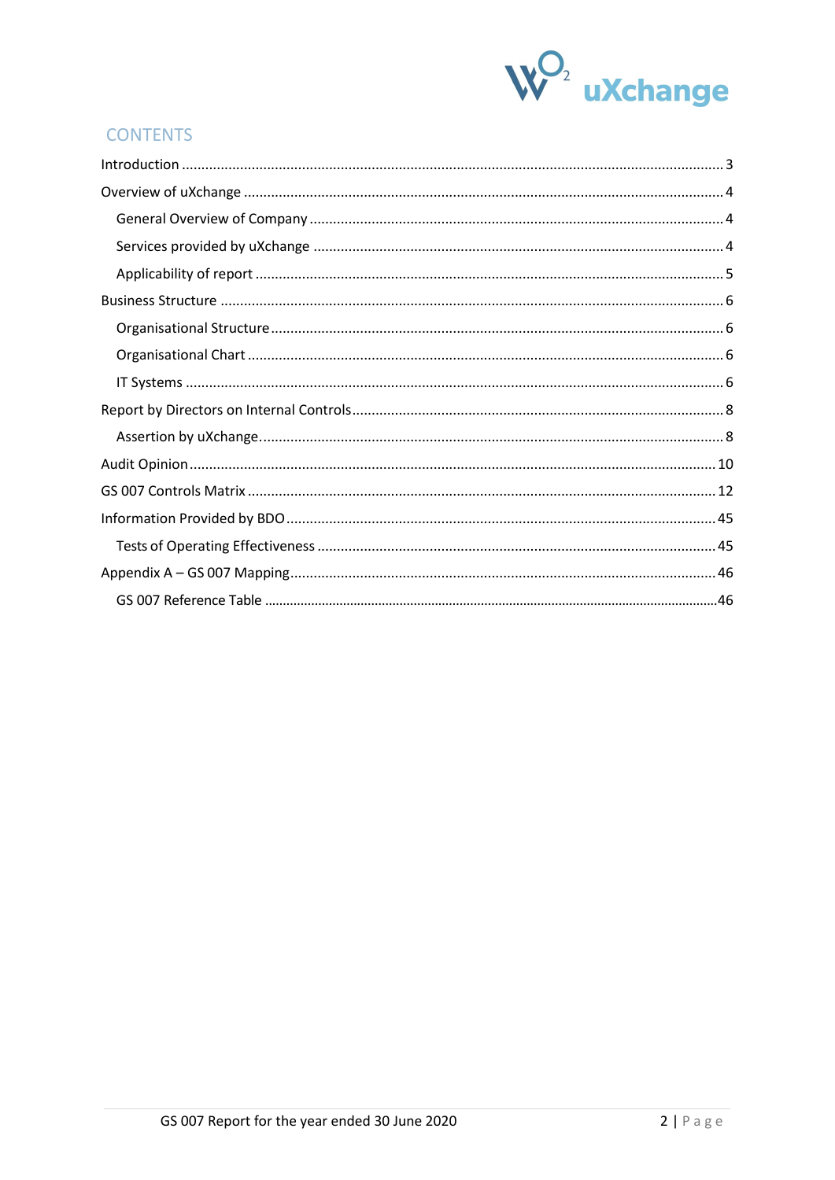## CONTENTS

- Introduction ........ 3
- Overview of uXchange ........ 4
  - General Overview of Company ........ 4
  - Services provided by uXchange ........ 4
  - Applicability of report ........ 5
- Business Structure ........ 6
  - Organisational Structure ........ 6
  - Organisational Chart ........ 6
  - IT Systems ........ 6
- Report by Directors on Internal Controls ........ 8
  - Assertion by uXchange. ........ 8
- Audit Opinion ........ 10
- GS 007 Controls Matrix ........ 12
- Information Provided by BDO ........ 45
  - Tests of Operating Effectiveness ........ 45
- Appendix A – GS 007 Mapping ........ 46
  - GS 007 Reference Table ........ 46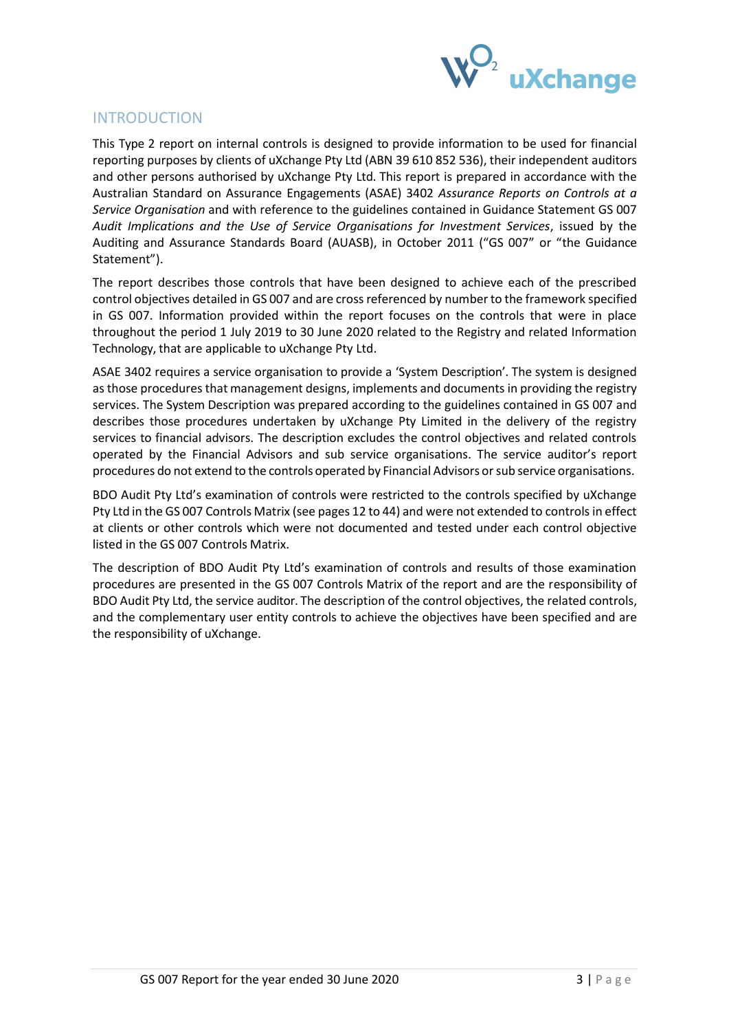## INTRODUCTION

This Type 2 report on internal controls is designed to provide information to be used for financial reporting purposes by clients of uXchange Pty Ltd (ABN 39 610 852 536), their independent auditors and other persons authorised by uXchange Pty Ltd. This report is prepared in accordance with the Australian Standard on Assurance Engagements (ASAE) 3402 *Assurance Reports on Controls at a Service Organisation* and with reference to the guidelines contained in Guidance Statement GS 007 *Audit Implications and the Use of Service Organisations for Investment Services*, issued by the Auditing and Assurance Standards Board (AUASB), in October 2011 ("GS 007" or "the Guidance Statement").

The report describes those controls that have been designed to achieve each of the prescribed control objectives detailed in GS 007 and are cross referenced by number to the framework specified in GS 007. Information provided within the report focuses on the controls that were in place throughout the period 1 July 2019 to 30 June 2020 related to the Registry and related Information Technology, that are applicable to uXchange Pty Ltd.

ASAE 3402 requires a service organisation to provide a 'System Description'. The system is designed as those procedures that management designs, implements and documents in providing the registry services. The System Description was prepared according to the guidelines contained in GS 007 and describes those procedures undertaken by uXchange Pty Limited in the delivery of the registry services to financial advisors. The description excludes the control objectives and related controls operated by the Financial Advisors and sub service organisations. The service auditor's report procedures do not extend to the controls operated by Financial Advisors or sub service organisations.

BDO Audit Pty Ltd's examination of controls were restricted to the controls specified by uXchange Pty Ltd in the GS 007 Controls Matrix (see pages 12 to 44) and were not extended to controls in effect at clients or other controls which were not documented and tested under each control objective listed in the GS 007 Controls Matrix.

The description of BDO Audit Pty Ltd's examination of controls and results of those examination procedures are presented in the GS 007 Controls Matrix of the report and are the responsibility of BDO Audit Pty Ltd, the service auditor. The description of the control objectives, the related controls, and the complementary user entity controls to achieve the objectives have been specified and are the responsibility of uXchange.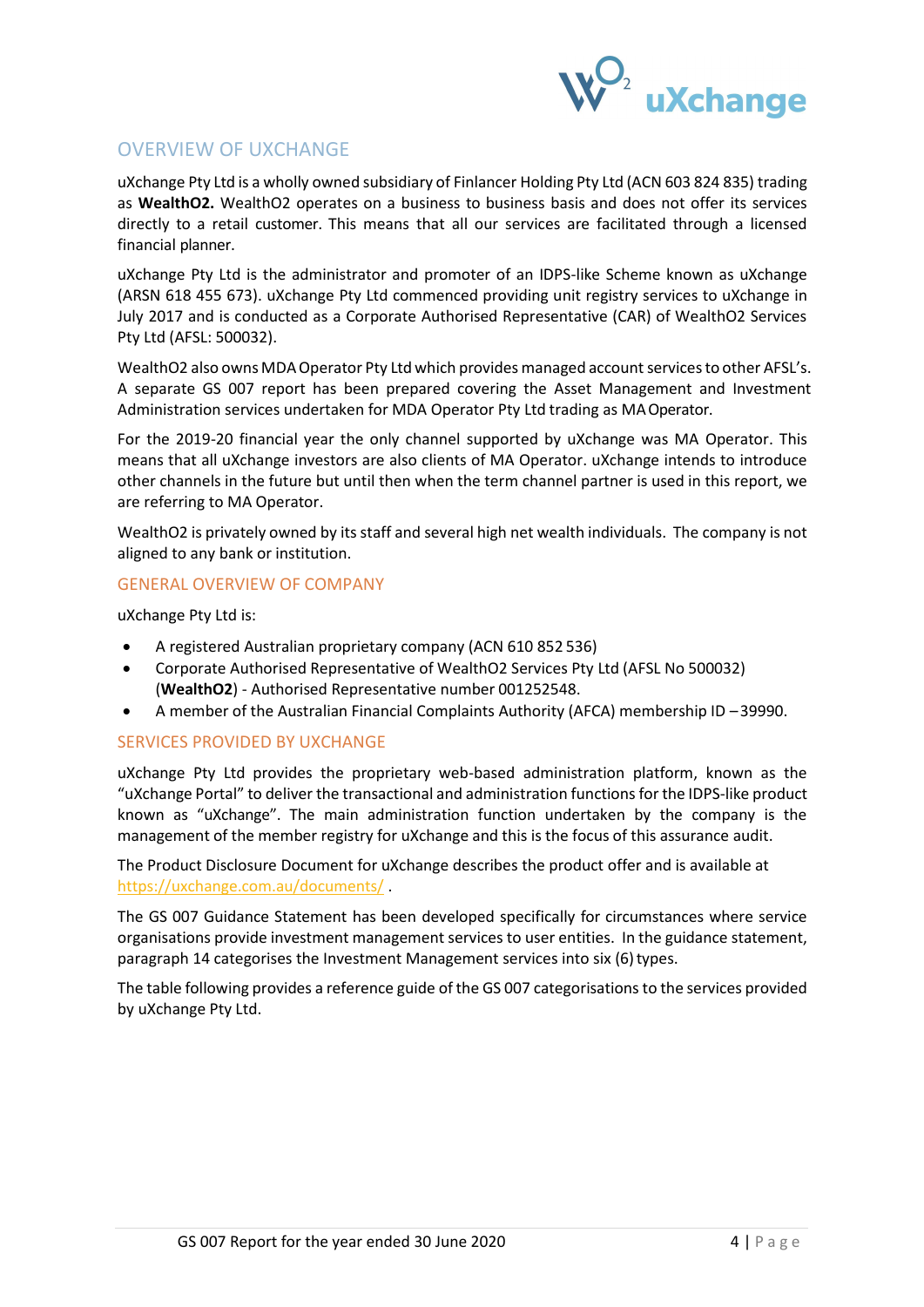## OVERVIEW OF UXCHANGE

uXchange Pty Ltd is a wholly owned subsidiary of Finlancer Holding Pty Ltd (ACN 603 824 835) trading as **WealthO2.** WealthO2 operates on a business to business basis and does not offer its services directly to a retail customer. This means that all our services are facilitated through a licensed financial planner.

uXchange Pty Ltd is the administrator and promoter of an IDPS-like Scheme known as uXchange (ARSN 618 455 673). uXchange Pty Ltd commenced providing unit registry services to uXchange in July 2017 and is conducted as a Corporate Authorised Representative (CAR) of WealthO2 Services Pty Ltd (AFSL: 500032).

WealthO2 also owns MDA Operator Pty Ltd which provides managed account services to other AFSL's. A separate GS 007 report has been prepared covering the Asset Management and Investment Administration services undertaken for MDA Operator Pty Ltd trading as MA Operator.

For the 2019-20 financial year the only channel supported by uXchange was MA Operator. This means that all uXchange investors are also clients of MA Operator. uXchange intends to introduce other channels in the future but until then when the term channel partner is used in this report, we are referring to MA Operator.

WealthO2 is privately owned by its staff and several high net wealth individuals. The company is not aligned to any bank or institution.

### GENERAL OVERVIEW OF COMPANY

uXchange Pty Ltd is:

- A registered Australian proprietary company (ACN 610 852 536)
- Corporate Authorised Representative of WealthO2 Services Pty Ltd (AFSL No 500032) (**WealthO2**) - Authorised Representative number 001252548.
- A member of the Australian Financial Complaints Authority (AFCA) membership ID – 39990.

### SERVICES PROVIDED BY UXCHANGE

uXchange Pty Ltd provides the proprietary web-based administration platform, known as the "uXchange Portal" to deliver the transactional and administration functions for the IDPS-like product known as "uXchange". The main administration function undertaken by the company is the management of the member registry for uXchange and this is the focus of this assurance audit.

The Product Disclosure Document for uXchange describes the product offer and is available at https://uxchange.com.au/documents/ .

The GS 007 Guidance Statement has been developed specifically for circumstances where service organisations provide investment management services to user entities. In the guidance statement, paragraph 14 categorises the Investment Management services into six (6) types.

The table following provides a reference guide of the GS 007 categorisations to the services provided by uXchange Pty Ltd.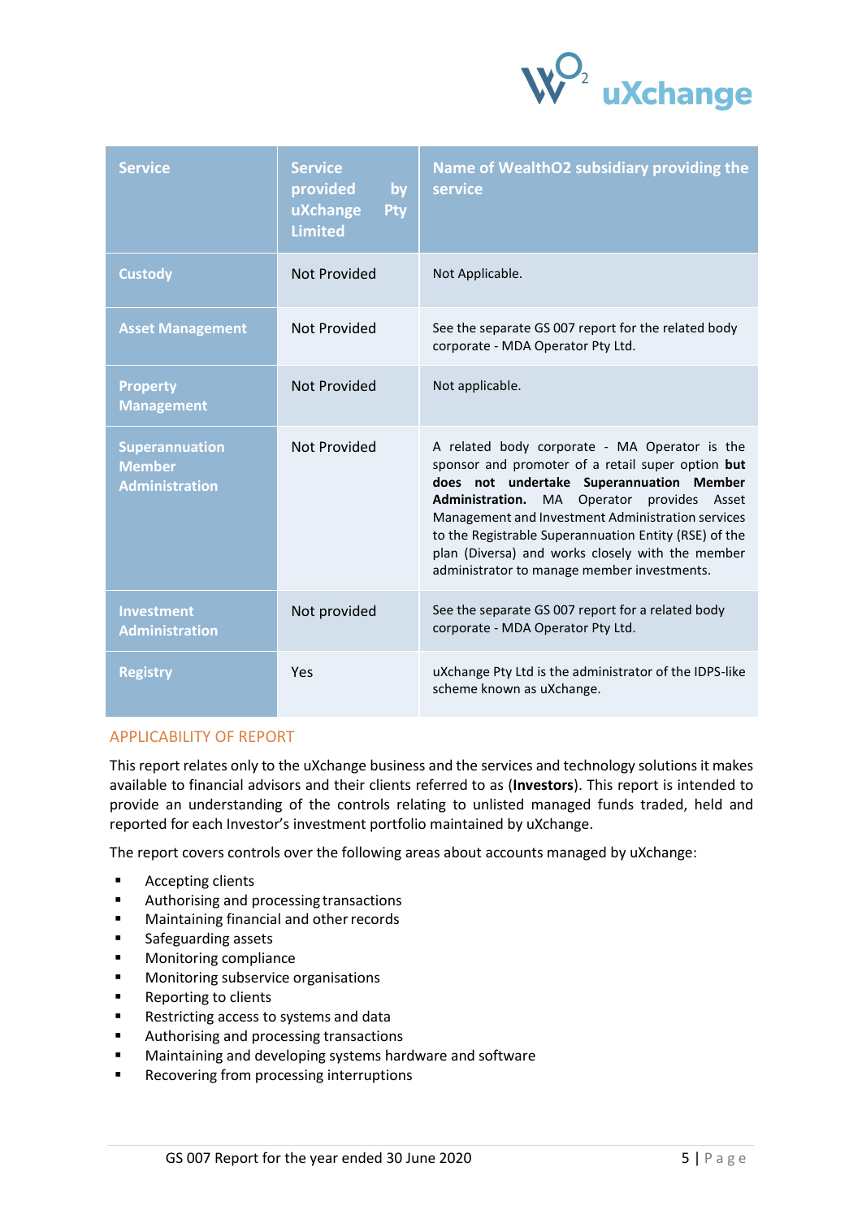| Service | Service provided by uXchange Pty Limited | Name of WealthO2 subsidiary providing the service |
|---|---|---|
| Custody | Not Provided | Not Applicable. |
| Asset Management | Not Provided | See the separate GS 007 report for the related body corporate - MDA Operator Pty Ltd. |
| Property Management | Not Provided | Not applicable. |
| Superannuation Member Administration | Not Provided | A related body corporate - MA Operator is the sponsor and promoter of a retail super option **but does not undertake Superannuation Member Administration.** MA Operator provides Asset Management and Investment Administration services to the Registrable Superannuation Entity (RSE) of the plan (Diversa) and works closely with the member administrator to manage member investments. |
| Investment Administration | Not provided | See the separate GS 007 report for a related body corporate - MDA Operator Pty Ltd. |
| Registry | Yes | uXchange Pty Ltd is the administrator of the IDPS-like scheme known as uXchange. |

## APPLICABILITY OF REPORT

This report relates only to the uXchange business and the services and technology solutions it makes available to financial advisors and their clients referred to as (**Investors**). This report is intended to provide an understanding of the controls relating to unlisted managed funds traded, held and reported for each Investor's investment portfolio maintained by uXchange.

The report covers controls over the following areas about accounts managed by uXchange:

- Accepting clients
- Authorising and processing transactions
- Maintaining financial and other records
- Safeguarding assets
- Monitoring compliance
- Monitoring subservice organisations
- Reporting to clients
- Restricting access to systems and data
- Authorising and processing transactions
- Maintaining and developing systems hardware and software
- Recovering from processing interruptions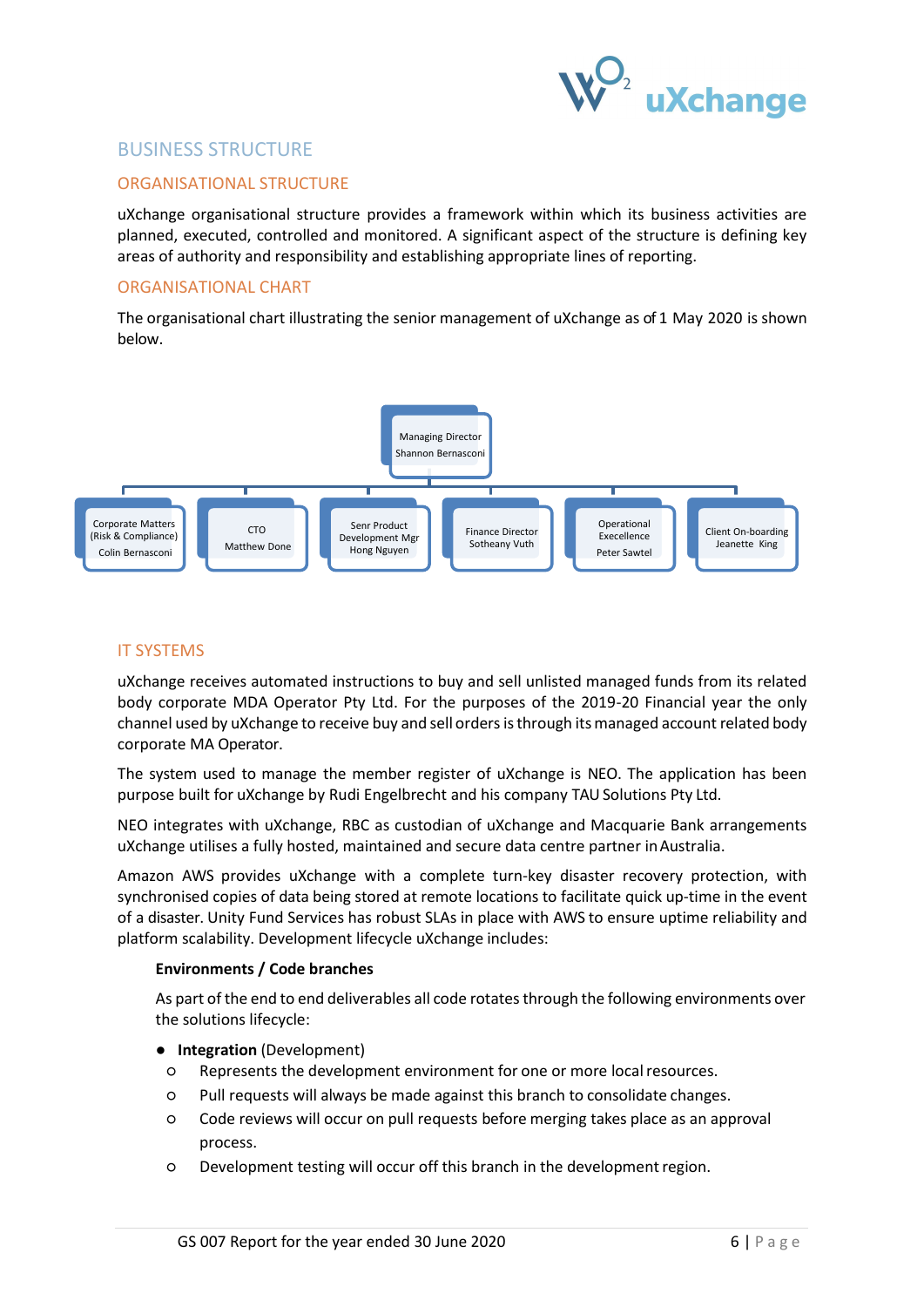# BUSINESS STRUCTURE

## ORGANISATIONAL STRUCTURE

uXchange organisational structure provides a framework within which its business activities are planned, executed, controlled and monitored. A significant aspect of the structure is defining key areas of authority and responsibility and establishing appropriate lines of reporting.

## ORGANISATIONAL CHART

The organisational chart illustrating the senior management of uXchange as of 1 May 2020 is shown below.

Managing Director
Shannon Bernasconi

- Corporate Matters (Risk & Compliance) – Colin Bernasconi
- CTO – Matthew Done
- Senr Product Development Mgr – Hong Nguyen
- Finance Director – Sotheany Vuth
- Operational Excellence – Peter Sawtel
- Client On-boarding – Jeanette King

## IT SYSTEMS

uXchange receives automated instructions to buy and sell unlisted managed funds from its related body corporate MDA Operator Pty Ltd. For the purposes of the 2019-20 Financial year the only channel used by uXchange to receive buy and sell orders is through its managed account related body corporate MA Operator.

The system used to manage the member register of uXchange is NEO. The application has been purpose built for uXchange by Rudi Engelbrecht and his company TAU Solutions Pty Ltd.

NEO integrates with uXchange, RBC as custodian of uXchange and Macquarie Bank arrangements uXchange utilises a fully hosted, maintained and secure data centre partner in Australia.

Amazon AWS provides uXchange with a complete turn-key disaster recovery protection, with synchronised copies of data being stored at remote locations to facilitate quick up-time in the event of a disaster. Unity Fund Services has robust SLAs in place with AWS to ensure uptime reliability and platform scalability. Development lifecycle uXchange includes:

**Environments / Code branches**

As part of the end to end deliverables all code rotates through the following environments over the solutions lifecycle:

- **Integration** (Development)
  - Represents the development environment for one or more local resources.
  - Pull requests will always be made against this branch to consolidate changes.
  - Code reviews will occur on pull requests before merging takes place as an approval process.
  - Development testing will occur off this branch in the development region.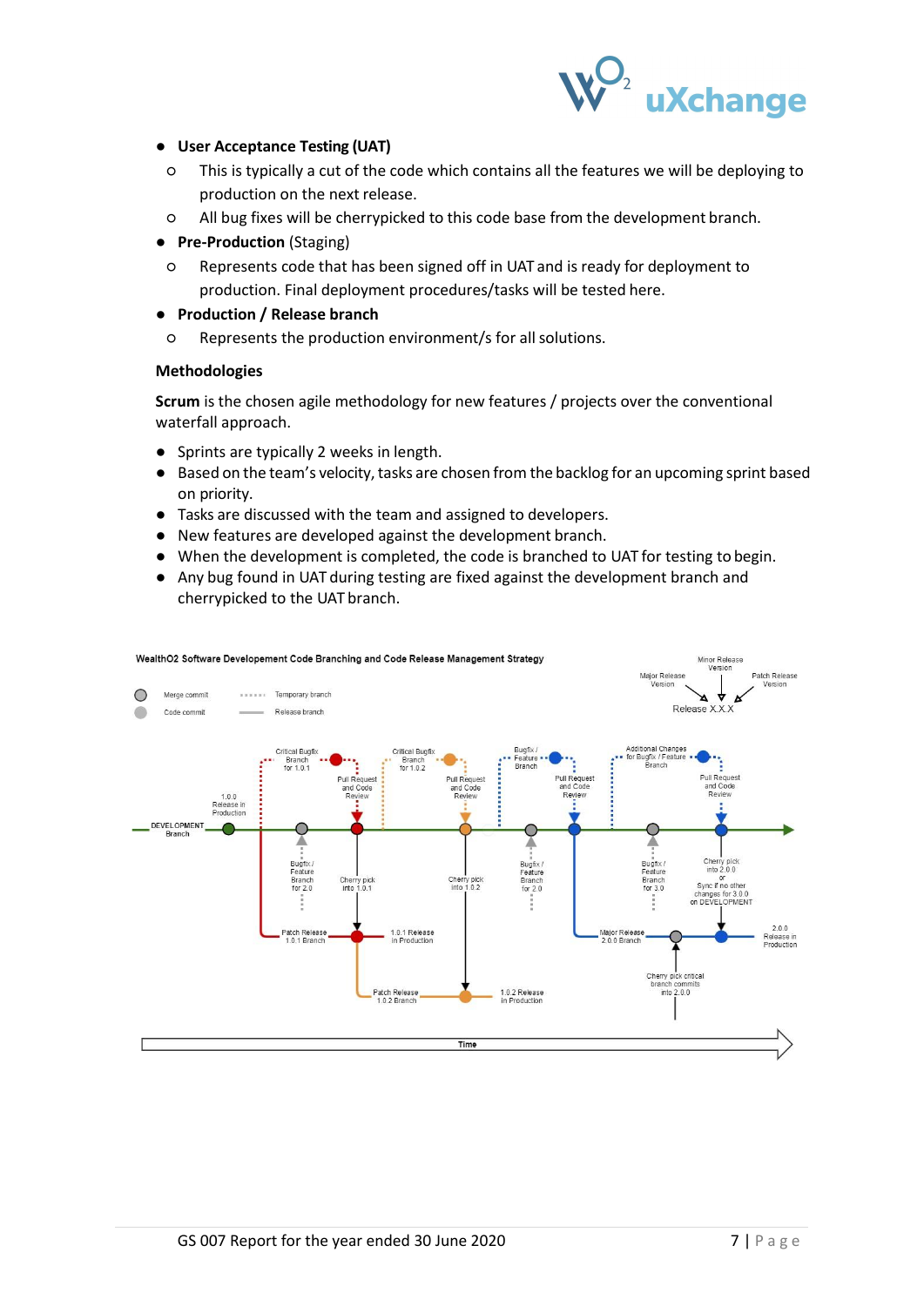- **User Acceptance Testing (UAT)**
  - This is typically a cut of the code which contains all the features we will be deploying to production on the next release.
  - All bug fixes will be cherrypicked to this code base from the development branch.
- **Pre-Production** (Staging)
  - Represents code that has been signed off in UAT and is ready for deployment to production. Final deployment procedures/tasks will be tested here.
- **Production / Release branch**
  - Represents the production environment/s for all solutions.

**Methodologies**

**Scrum** is the chosen agile methodology for new features / projects over the conventional waterfall approach.

- Sprints are typically 2 weeks in length.
- Based on the team's velocity, tasks are chosen from the backlog for an upcoming sprint based on priority.
- Tasks are discussed with the team and assigned to developers.
- New features are developed against the development branch.
- When the development is completed, the code is branched to UAT for testing to begin.
- Any bug found in UAT during testing are fixed against the development branch and cherrypicked to the UAT branch.

WealthO2 Software Developement Code Branching and Code Release Management Strategy

Merge commit · Code commit · Temporary branch · Release branch

Release X.X.X — Major Release Version · Minor Release Version · Patch Release Version

DEVELOPMENT Branch · 1.0.0 Release in Production · Critical Bugfix Branch for 1.0.1 · Pull Request and Code Review · Bugfix / Feature Branch for 2.0 · Cherry pick into 1.0.1 · Patch Release 1.0.1 Branch · 1.0.1 Release in Production · Critical Bugfix Branch for 1.0.2 · Pull Request and Code Review · Cherry pick into 1.0.2 · Patch Release 1.0.2 Branch · 1.0.2 Release in Production · Bugfix / Feature Branch · Pull Request and Code Review · Bugfix / Feature Branch for 2.0 · Major Release 2.0.0 Branch · Additional Changes for Bugfix / Feature Branch · Bugfix / Feature Branch for 3.0 · Pull Request and Code Review · Cherry pick into 2.0.0 or Sync if no other changes for 3.0.0 on DEVELOPMENT · Cherry pick critical branch commits into 2.0.0 · 2.0.0 Release in Production

Time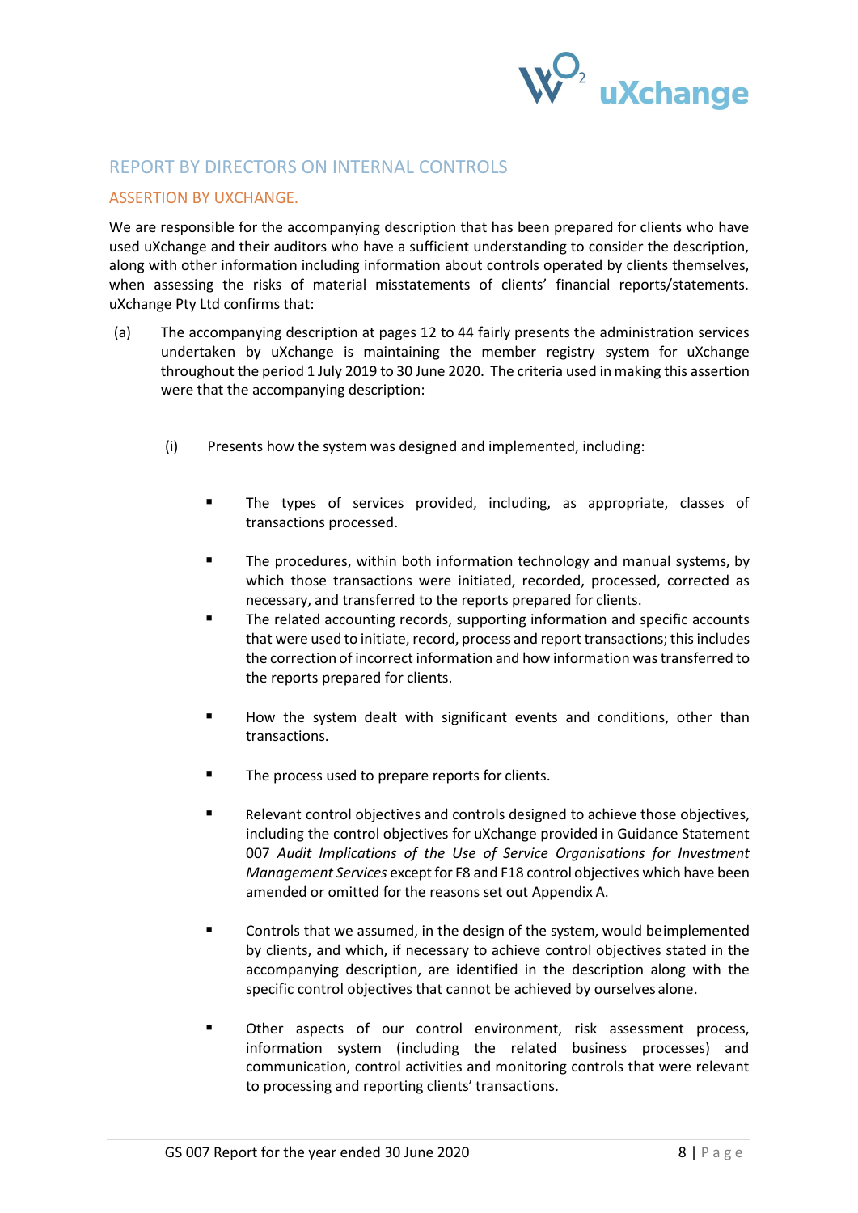## REPORT BY DIRECTORS ON INTERNAL CONTROLS

### ASSERTION BY UXCHANGE.

We are responsible for the accompanying description that has been prepared for clients who have used uXchange and their auditors who have a sufficient understanding to consider the description, along with other information including information about controls operated by clients themselves, when assessing the risks of material misstatements of clients' financial reports/statements. uXchange Pty Ltd confirms that:

(a) The accompanying description at pages 12 to 44 fairly presents the administration services undertaken by uXchange is maintaining the member registry system for uXchange throughout the period 1 July 2019 to 30 June 2020. The criteria used in making this assertion were that the accompanying description:

(i) Presents how the system was designed and implemented, including:

- The types of services provided, including, as appropriate, classes of transactions processed.
- The procedures, within both information technology and manual systems, by which those transactions were initiated, recorded, processed, corrected as necessary, and transferred to the reports prepared for clients.
- The related accounting records, supporting information and specific accounts that were used to initiate, record, process and report transactions; this includes the correction of incorrect information and how information was transferred to the reports prepared for clients.
- How the system dealt with significant events and conditions, other than transactions.
- The process used to prepare reports for clients.
- Relevant control objectives and controls designed to achieve those objectives, including the control objectives for uXchange provided in Guidance Statement 007 *Audit Implications of the Use of Service Organisations for Investment Management Services* except for F8 and F18 control objectives which have been amended or omitted for the reasons set out Appendix A.
- Controls that we assumed, in the design of the system, would beimplemented by clients, and which, if necessary to achieve control objectives stated in the accompanying description, are identified in the description along with the specific control objectives that cannot be achieved by ourselves alone.
- Other aspects of our control environment, risk assessment process, information system (including the related business processes) and communication, control activities and monitoring controls that were relevant to processing and reporting clients' transactions.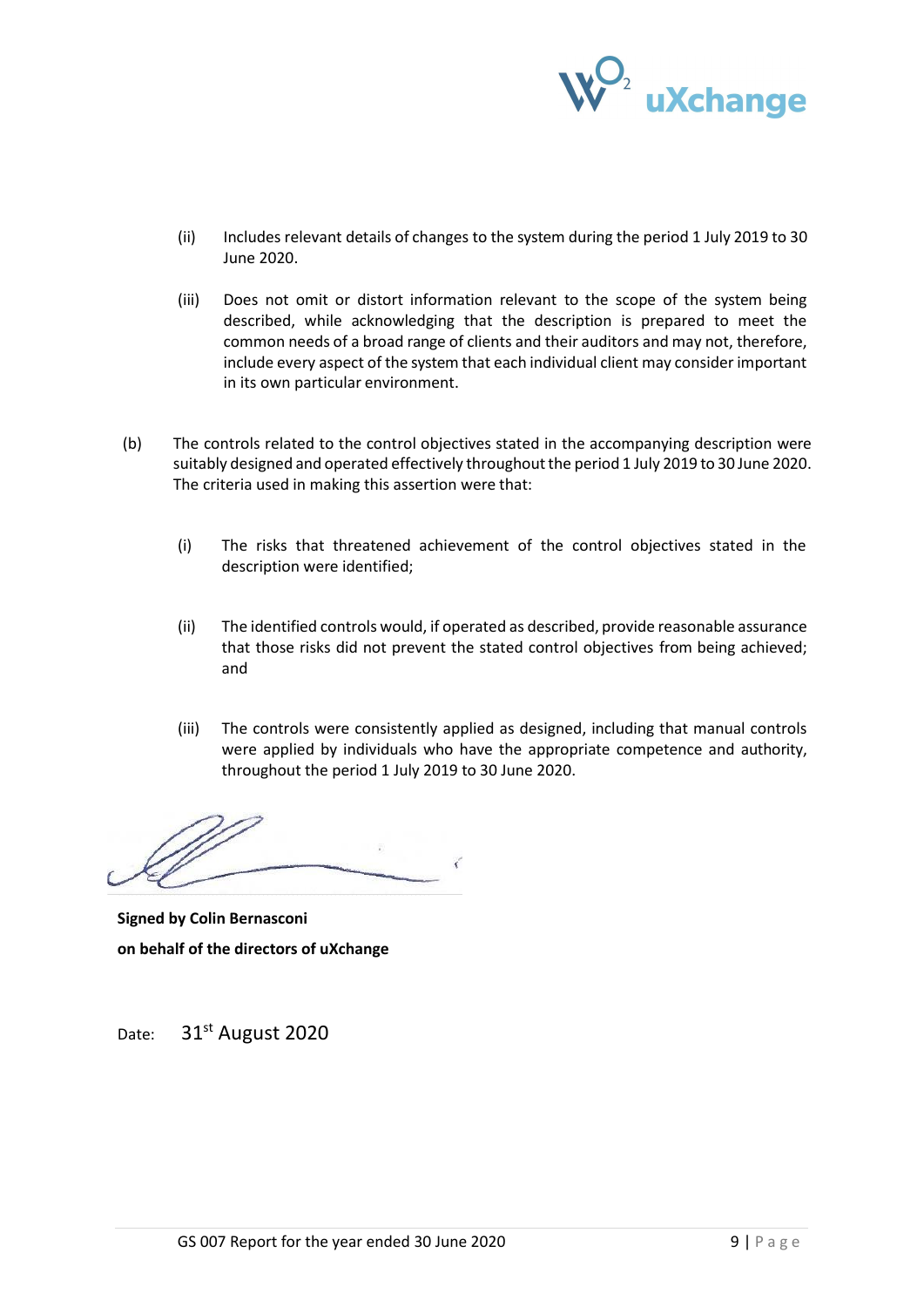(ii) Includes relevant details of changes to the system during the period 1 July 2019 to 30 June 2020.

(iii) Does not omit or distort information relevant to the scope of the system being described, while acknowledging that the description is prepared to meet the common needs of a broad range of clients and their auditors and may not, therefore, include every aspect of the system that each individual client may consider important in its own particular environment.

(b) The controls related to the control objectives stated in the accompanying description were suitably designed and operated effectively throughout the period 1 July 2019 to 30 June 2020. The criteria used in making this assertion were that:

(i) The risks that threatened achievement of the control objectives stated in the description were identified;

(ii) The identified controls would, if operated as described, provide reasonable assurance that those risks did not prevent the stated control objectives from being achieved; and

(iii) The controls were consistently applied as designed, including that manual controls were applied by individuals who have the appropriate competence and authority, throughout the period 1 July 2019 to 30 June 2020.

**Signed by Colin Bernasconi**
**on behalf of the directors of uXchange**

Date: 31st August 2020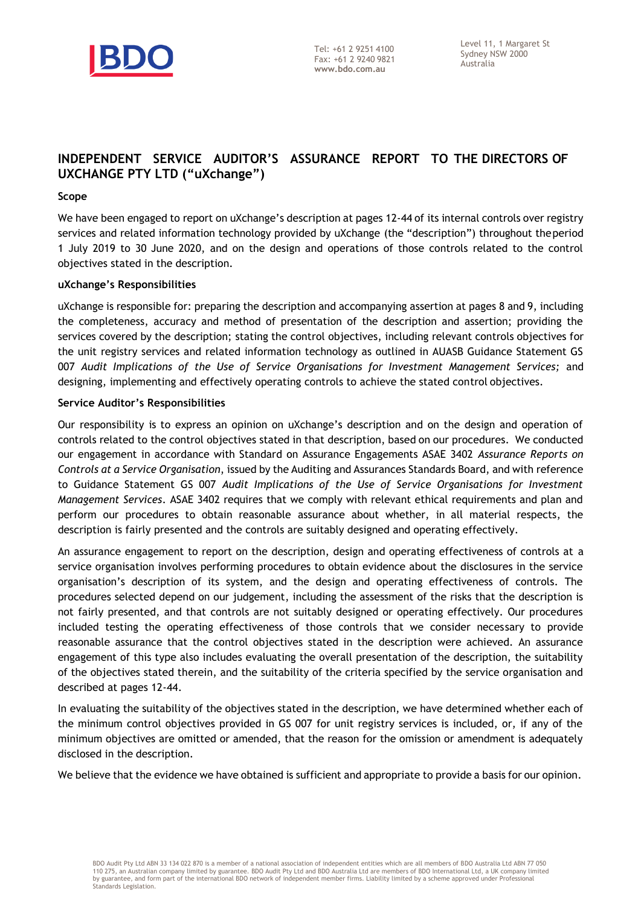Tel: +61 2 9251 4100
Fax: +61 2 9240 9821
**www.bdo.com.au**

Level 11, 1 Margaret St
Sydney NSW 2000
Australia

## INDEPENDENT SERVICE AUDITOR'S ASSURANCE REPORT TO THE DIRECTORS OF UXCHANGE PTY LTD ("uXchange")

### Scope

We have been engaged to report on uXchange's description at pages 12-44 of its internal controls over registry services and related information technology provided by uXchange (the "description") throughout the period 1 July 2019 to 30 June 2020, and on the design and operations of those controls related to the control objectives stated in the description.

### uXchange's Responsibilities

uXchange is responsible for: preparing the description and accompanying assertion at pages 8 and 9, including the completeness, accuracy and method of presentation of the description and assertion; providing the services covered by the description; stating the control objectives, including relevant controls objectives for the unit registry services and related information technology as outlined in AUASB Guidance Statement GS 007 *Audit Implications of the Use of Service Organisations for Investment Management Services;* and designing, implementing and effectively operating controls to achieve the stated control objectives.

### Service Auditor's Responsibilities

Our responsibility is to express an opinion on uXchange's description and on the design and operation of controls related to the control objectives stated in that description, based on our procedures. We conducted our engagement in accordance with Standard on Assurance Engagements ASAE 3402 *Assurance Reports on Controls at a Service Organisation*, issued by the Auditing and Assurances Standards Board, and with reference to Guidance Statement GS 007 *Audit Implications of the Use of Service Organisations for Investment Management Services*. ASAE 3402 requires that we comply with relevant ethical requirements and plan and perform our procedures to obtain reasonable assurance about whether, in all material respects, the description is fairly presented and the controls are suitably designed and operating effectively.

An assurance engagement to report on the description, design and operating effectiveness of controls at a service organisation involves performing procedures to obtain evidence about the disclosures in the service organisation's description of its system, and the design and operating effectiveness of controls. The procedures selected depend on our judgement, including the assessment of the risks that the description is not fairly presented, and that controls are not suitably designed or operating effectively. Our procedures included testing the operating effectiveness of those controls that we consider necessary to provide reasonable assurance that the control objectives stated in the description were achieved. An assurance engagement of this type also includes evaluating the overall presentation of the description, the suitability of the objectives stated therein, and the suitability of the criteria specified by the service organisation and described at pages 12-44.

In evaluating the suitability of the objectives stated in the description, we have determined whether each of the minimum control objectives provided in GS 007 for unit registry services is included, or, if any of the minimum objectives are omitted or amended, that the reason for the omission or amendment is adequately disclosed in the description.

We believe that the evidence we have obtained is sufficient and appropriate to provide a basis for our opinion.

BDO Audit Pty Ltd ABN 33 134 022 870 is a member of a national association of independent entities which are all members of BDO Australia Ltd ABN 77 050 110 275, an Australian company limited by guarantee. BDO Audit Pty Ltd and BDO Australia Ltd are members of BDO International Ltd, a UK company limited by guarantee, and form part of the international BDO network of independent member firms. Liability limited by a scheme approved under Professional Standards Legislation.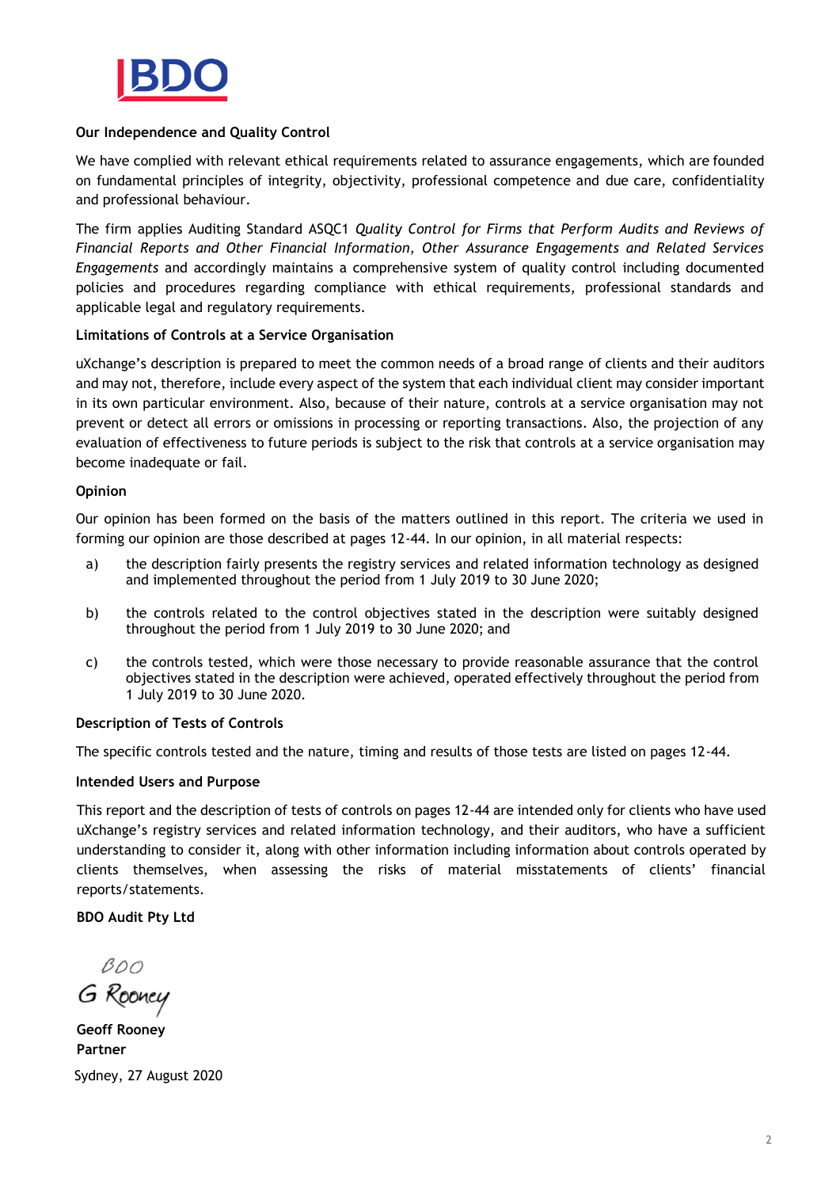**Our Independence and Quality Control**

We have complied with relevant ethical requirements related to assurance engagements, which are founded on fundamental principles of integrity, objectivity, professional competence and due care, confidentiality and professional behaviour.

The firm applies Auditing Standard ASQC1 *Quality Control for Firms that Perform Audits and Reviews of Financial Reports and Other Financial Information, Other Assurance Engagements and Related Services Engagements* and accordingly maintains a comprehensive system of quality control including documented policies and procedures regarding compliance with ethical requirements, professional standards and applicable legal and regulatory requirements.

**Limitations of Controls at a Service Organisation**

uXchange's description is prepared to meet the common needs of a broad range of clients and their auditors and may not, therefore, include every aspect of the system that each individual client may consider important in its own particular environment. Also, because of their nature, controls at a service organisation may not prevent or detect all errors or omissions in processing or reporting transactions. Also, the projection of any evaluation of effectiveness to future periods is subject to the risk that controls at a service organisation may become inadequate or fail.

**Opinion**

Our opinion has been formed on the basis of the matters outlined in this report. The criteria we used in forming our opinion are those described at pages 12-44. In our opinion, in all material respects:

a) the description fairly presents the registry services and related information technology as designed and implemented throughout the period from 1 July 2019 to 30 June 2020;

b) the controls related to the control objectives stated in the description were suitably designed throughout the period from 1 July 2019 to 30 June 2020; and

c) the controls tested, which were those necessary to provide reasonable assurance that the control objectives stated in the description were achieved, operated effectively throughout the period from 1 July 2019 to 30 June 2020.

**Description of Tests of Controls**

The specific controls tested and the nature, timing and results of those tests are listed on pages 12-44.

**Intended Users and Purpose**

This report and the description of tests of controls on pages 12-44 are intended only for clients who have used uXchange's registry services and related information technology, and their auditors, who have a sufficient understanding to consider it, along with other information including information about controls operated by clients themselves, when assessing the risks of material misstatements of clients' financial reports/statements.

**BDO Audit Pty Ltd**

BDO

G Rooney

**Geoff Rooney**
**Partner**

Sydney, 27 August 2020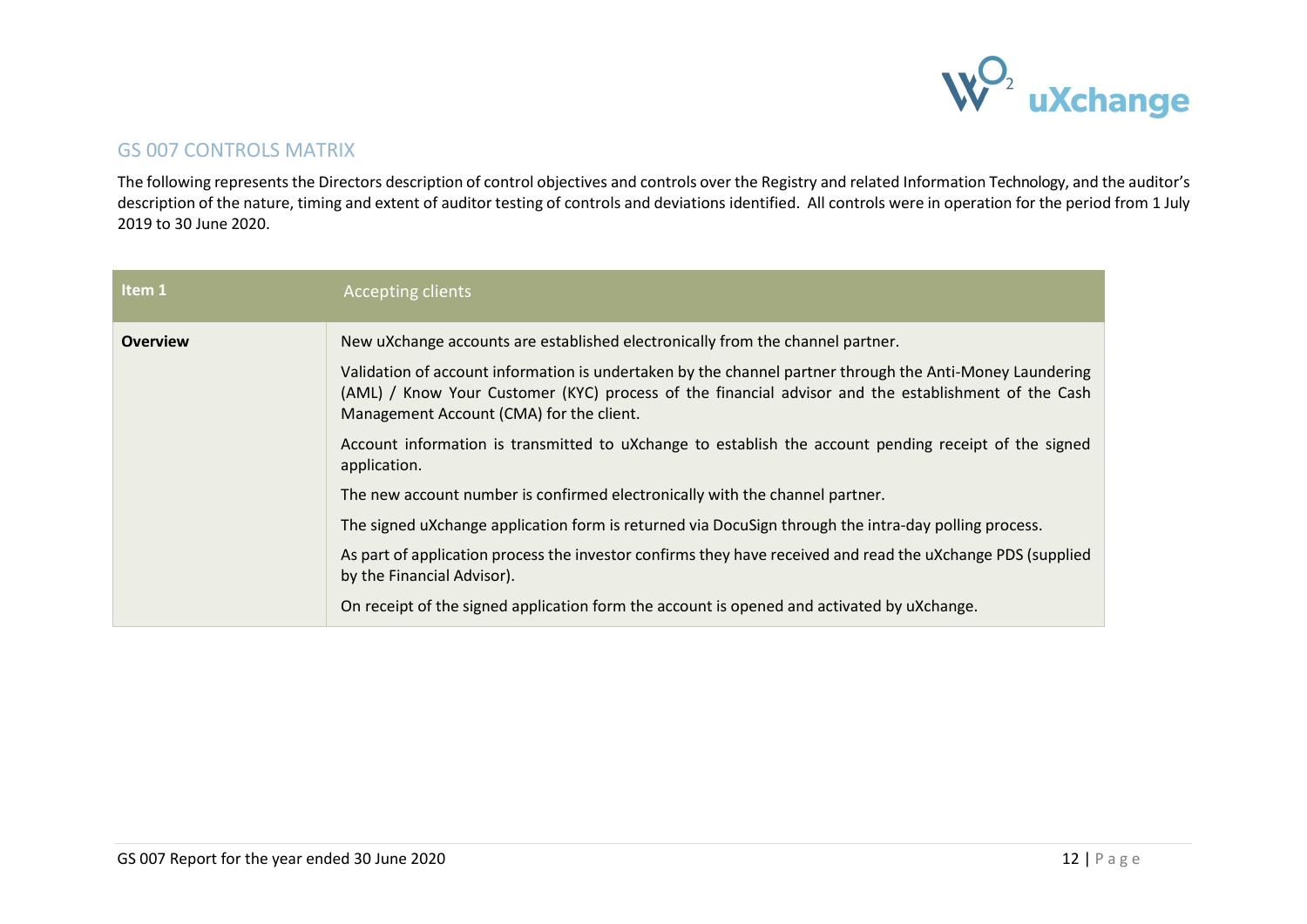## GS 007 CONTROLS MATRIX

The following represents the Directors description of control objectives and controls over the Registry and related Information Technology, and the auditor's description of the nature, timing and extent of auditor testing of controls and deviations identified. All controls were in operation for the period from 1 July 2019 to 30 June 2020.

| **Item 1** | Accepting clients |
|---|---|
| **Overview** | New uXchange accounts are established electronically from the channel partner.<br><br>Validation of account information is undertaken by the channel partner through the Anti-Money Laundering (AML) / Know Your Customer (KYC) process of the financial advisor and the establishment of the Cash Management Account (CMA) for the client.<br><br>Account information is transmitted to uXchange to establish the account pending receipt of the signed application.<br><br>The new account number is confirmed electronically with the channel partner.<br><br>The signed uXchange application form is returned via DocuSign through the intra-day polling process.<br><br>As part of application process the investor confirms they have received and read the uXchange PDS (supplied by the Financial Advisor).<br><br>On receipt of the signed application form the account is opened and activated by uXchange. |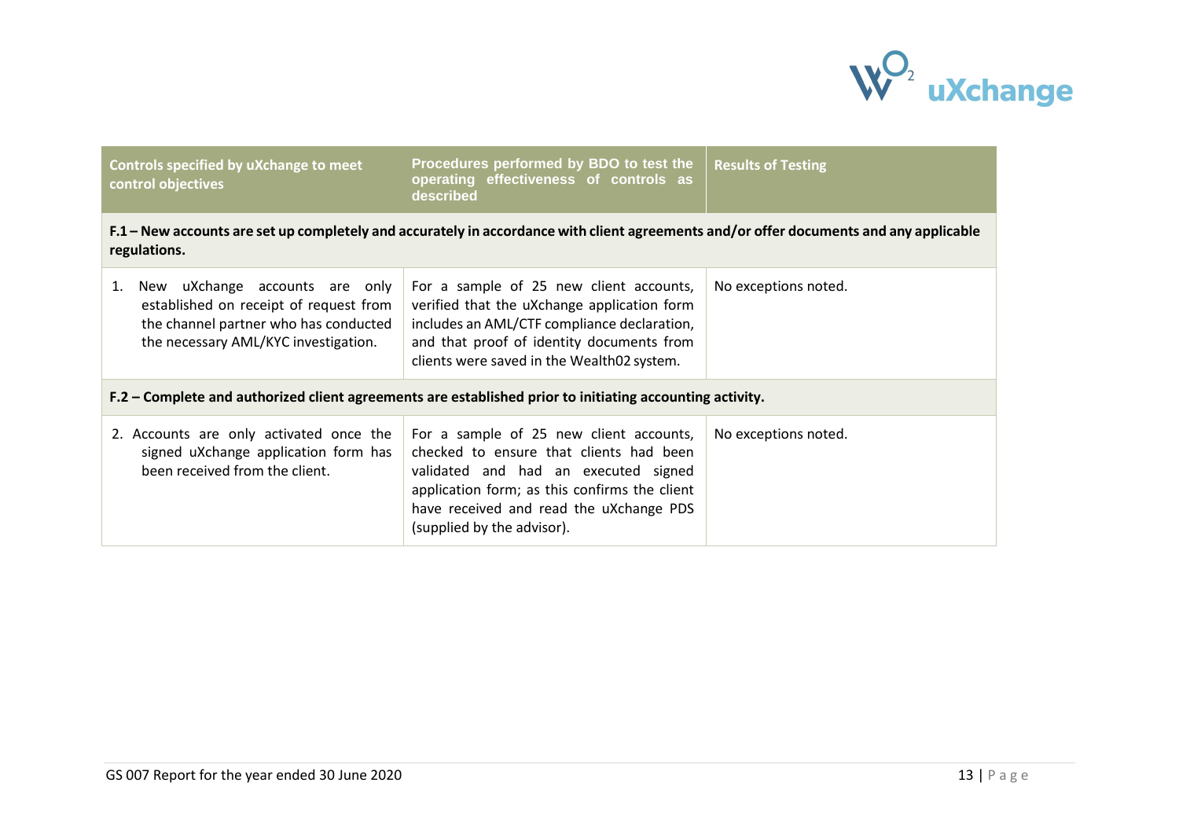| Controls specified by uXchange to meet control objectives | Procedures performed by BDO to test the operating effectiveness of controls as described | Results of Testing |
|---|---|---|
| **F.1 – New accounts are set up completely and accurately in accordance with client agreements and/or offer documents and any applicable regulations.** | | |
| 1. New uXchange accounts are only established on receipt of request from the channel partner who has conducted the necessary AML/KYC investigation. | For a sample of 25 new client accounts, verified that the uXchange application form includes an AML/CTF compliance declaration, and that proof of identity documents from clients were saved in the Wealth02 system. | No exceptions noted. |
| **F.2 – Complete and authorized client agreements are established prior to initiating accounting activity.** | | |
| 2. Accounts are only activated once the signed uXchange application form has been received from the client. | For a sample of 25 new client accounts, checked to ensure that clients had been validated and had an executed signed application form; as this confirms the client have received and read the uXchange PDS (supplied by the advisor). | No exceptions noted. |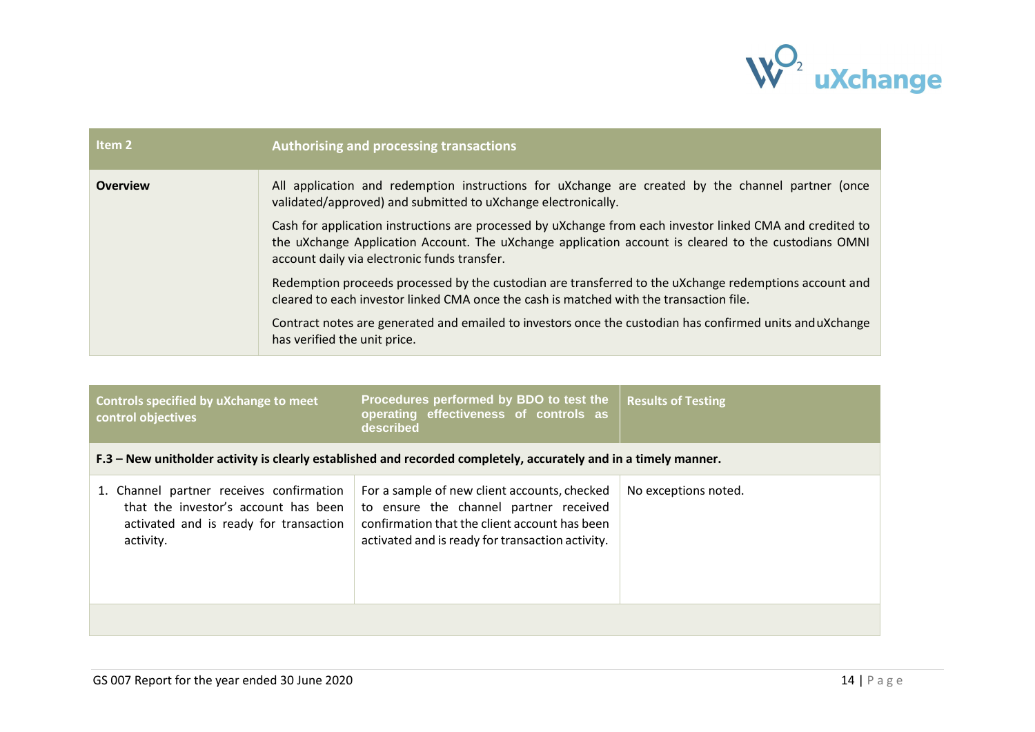| Item 2 | Authorising and processing transactions |
|---|---|
| **Overview** | All application and redemption instructions for uXchange are created by the channel partner (once validated/approved) and submitted to uXchange electronically.<br><br>Cash for application instructions are processed by uXchange from each investor linked CMA and credited to the uXchange Application Account. The uXchange application account is cleared to the custodians OMNI account daily via electronic funds transfer.<br><br>Redemption proceeds processed by the custodian are transferred to the uXchange redemptions account and cleared to each investor linked CMA once the cash is matched with the transaction file.<br><br>Contract notes are generated and emailed to investors once the custodian has confirmed units and uXchange has verified the unit price. |

| Controls specified by uXchange to meet control objectives | Procedures performed by BDO to test the operating effectiveness of controls as described | Results of Testing |
|---|---|---|
| **F.3 – New unitholder activity is clearly established and recorded completely, accurately and in a timely manner.** | | |
| 1. Channel partner receives confirmation that the investor's account has been activated and is ready for transaction activity. | For a sample of new client accounts, checked to ensure the channel partner received confirmation that the client account has been activated and is ready for transaction activity. | No exceptions noted. |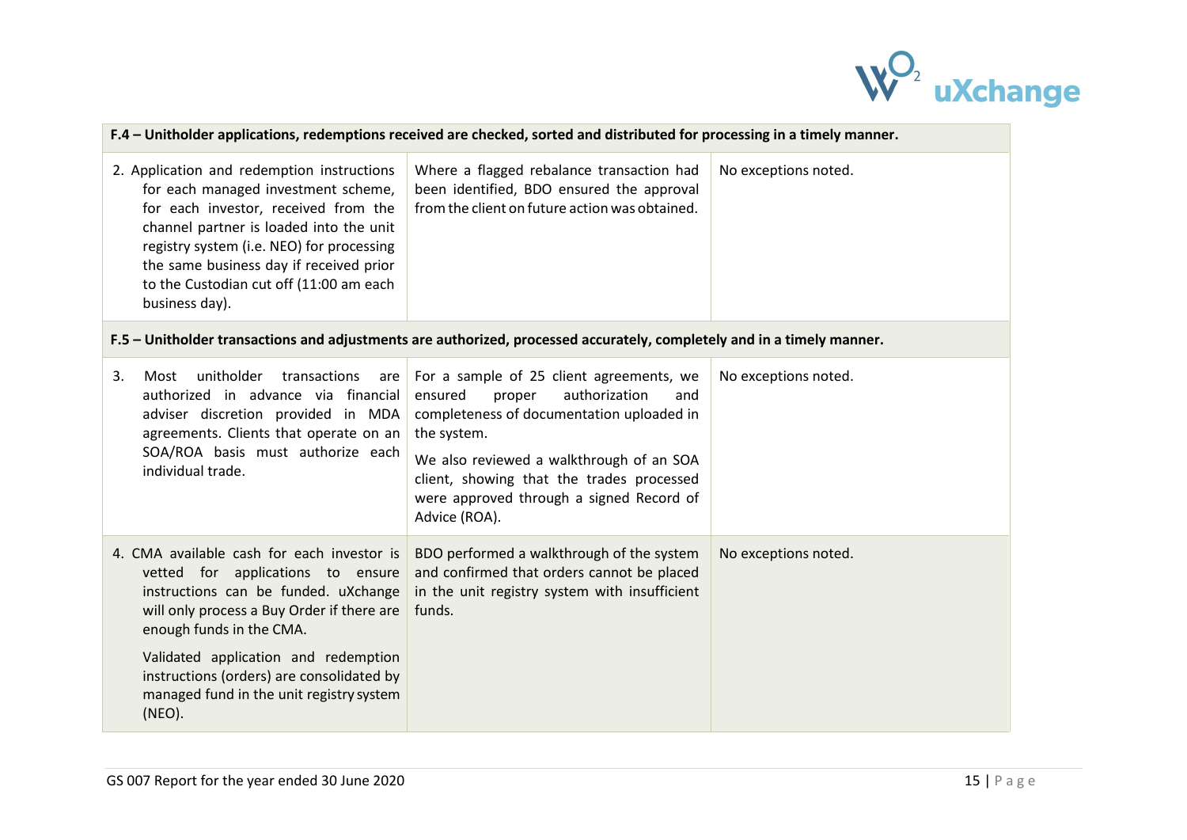| F.4 – Unitholder applications, redemptions received are checked, sorted and distributed for processing in a timely manner. | | |
|---|---|---|
| 2. Application and redemption instructions for each managed investment scheme, for each investor, received from the channel partner is loaded into the unit registry system (i.e. NEO) for processing the same business day if received prior to the Custodian cut off (11:00 am each business day). | Where a flagged rebalance transaction had been identified, BDO ensured the approval from the client on future action was obtained. | No exceptions noted. |
| **F.5 – Unitholder transactions and adjustments are authorized, processed accurately, completely and in a timely manner.** | | |
| 3. Most unitholder transactions are authorized in advance via financial adviser discretion provided in MDA agreements. Clients that operate on an SOA/ROA basis must authorize each individual trade. | For a sample of 25 client agreements, we ensured proper authorization and completeness of documentation uploaded in the system.<br><br>We also reviewed a walkthrough of an SOA client, showing that the trades processed were approved through a signed Record of Advice (ROA). | No exceptions noted. |
| 4. CMA available cash for each investor is vetted for applications to ensure instructions can be funded. uXchange will only process a Buy Order if there are enough funds in the CMA.<br><br>Validated application and redemption instructions (orders) are consolidated by managed fund in the unit registry system (NEO). | BDO performed a walkthrough of the system and confirmed that orders cannot be placed in the unit registry system with insufficient funds. | No exceptions noted. |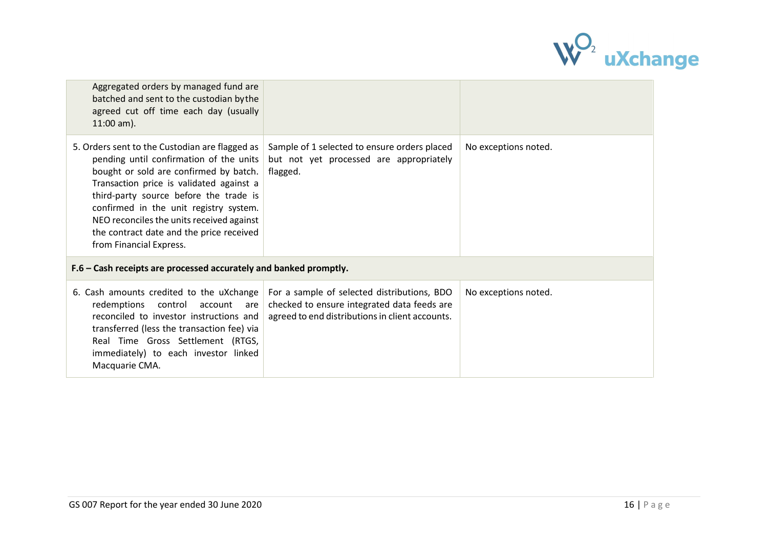| | | |
|---|---|---|
| Aggregated orders by managed fund are batched and sent to the custodian by the agreed cut off time each day (usually 11:00 am). | | |
| 5. Orders sent to the Custodian are flagged as pending until confirmation of the units bought or sold are confirmed by batch. Transaction price is validated against a third-party source before the trade is confirmed in the unit registry system. NEO reconciles the units received against the contract date and the price received from Financial Express. | Sample of 1 selected to ensure orders placed but not yet processed are appropriately flagged. | No exceptions noted. |
| **F.6 – Cash receipts are processed accurately and banked promptly.** | | |
| 6. Cash amounts credited to the uXchange redemptions control account are reconciled to investor instructions and transferred (less the transaction fee) via Real Time Gross Settlement (RTGS, immediately) to each investor linked Macquarie CMA. | For a sample of selected distributions, BDO checked to ensure integrated data feeds are agreed to end distributions in client accounts. | No exceptions noted. |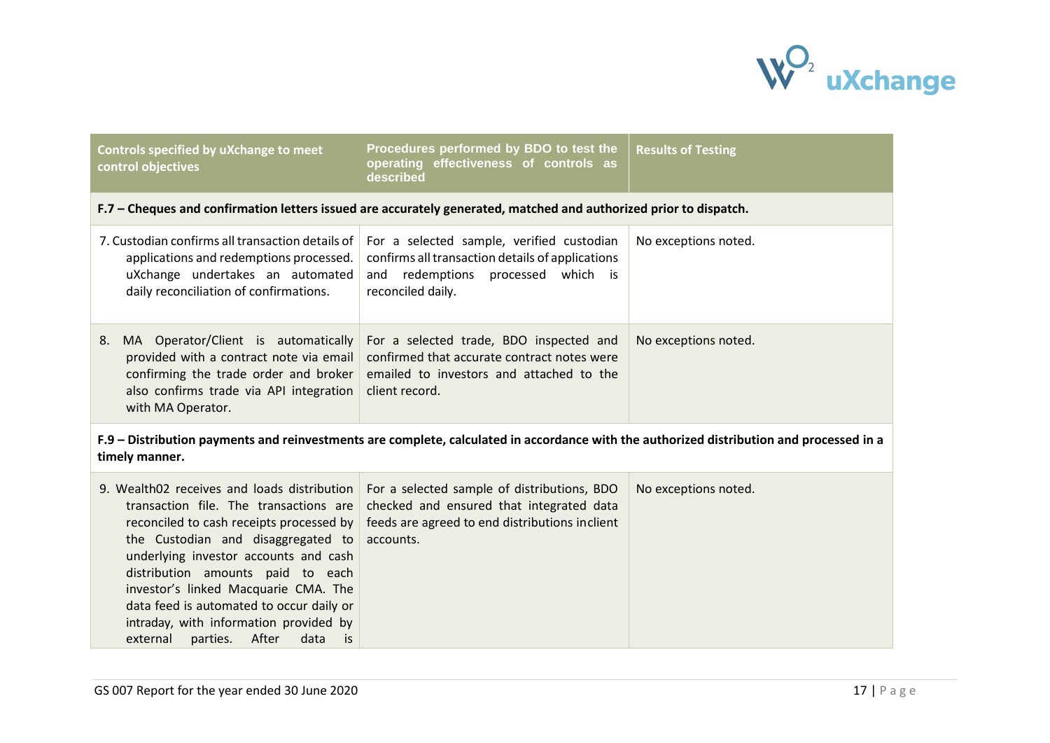| Controls specified by uXchange to meet control objectives | Procedures performed by BDO to test the operating effectiveness of controls as described | Results of Testing |
|---|---|---|
| **F.7 – Cheques and confirmation letters issued are accurately generated, matched and authorized prior to dispatch.** | | |
| 7. Custodian confirms all transaction details of applications and redemptions processed. uXchange undertakes an automated daily reconciliation of confirmations. | For a selected sample, verified custodian confirms all transaction details of applications and redemptions processed which is reconciled daily. | No exceptions noted. |
| 8. MA Operator/Client is automatically provided with a contract note via email confirming the trade order and broker also confirms trade via API integration with MA Operator. | For a selected trade, BDO inspected and confirmed that accurate contract notes were emailed to investors and attached to the client record. | No exceptions noted. |
| **F.9 – Distribution payments and reinvestments are complete, calculated in accordance with the authorized distribution and processed in a timely manner.** | | |
| 9. Wealth02 receives and loads distribution transaction file. The transactions are reconciled to cash receipts processed by the Custodian and disaggregated to underlying investor accounts and cash distribution amounts paid to each investor's linked Macquarie CMA. The data feed is automated to occur daily or intraday, with information provided by external parties. After data is | For a selected sample of distributions, BDO checked and ensured that integrated data feeds are agreed to end distributions inclient accounts. | No exceptions noted. |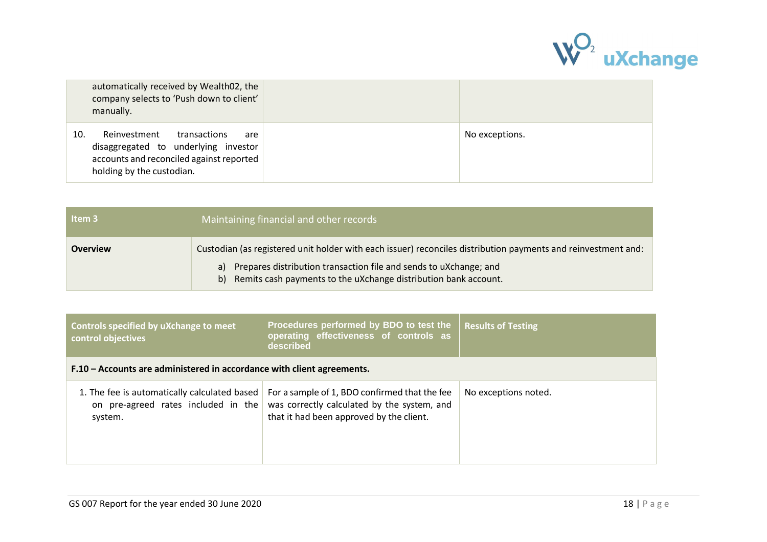| | | |
|---|---|---|
| automatically received by Wealth02, the company selects to 'Push down to client' manually. | | |
| 10. Reinvestment transactions are disaggregated to underlying investor accounts and reconciled against reported holding by the custodian. | | No exceptions. |

| **Item 3** | Maintaining financial and other records |
|---|---|
| **Overview** | Custodian (as registered unit holder with each issuer) reconciles distribution payments and reinvestment and:<br>a) Prepares distribution transaction file and sends to uXchange; and<br>b) Remits cash payments to the uXchange distribution bank account. |

| **Controls specified by uXchange to meet control objectives** | **Procedures performed by BDO to test the operating effectiveness of controls as described** | **Results of Testing** |
|---|---|---|
| **F.10 – Accounts are administered in accordance with client agreements.** | | |
| 1. The fee is automatically calculated based on pre-agreed rates included in the system. | For a sample of 1, BDO confirmed that the fee was correctly calculated by the system, and that it had been approved by the client. | No exceptions noted. |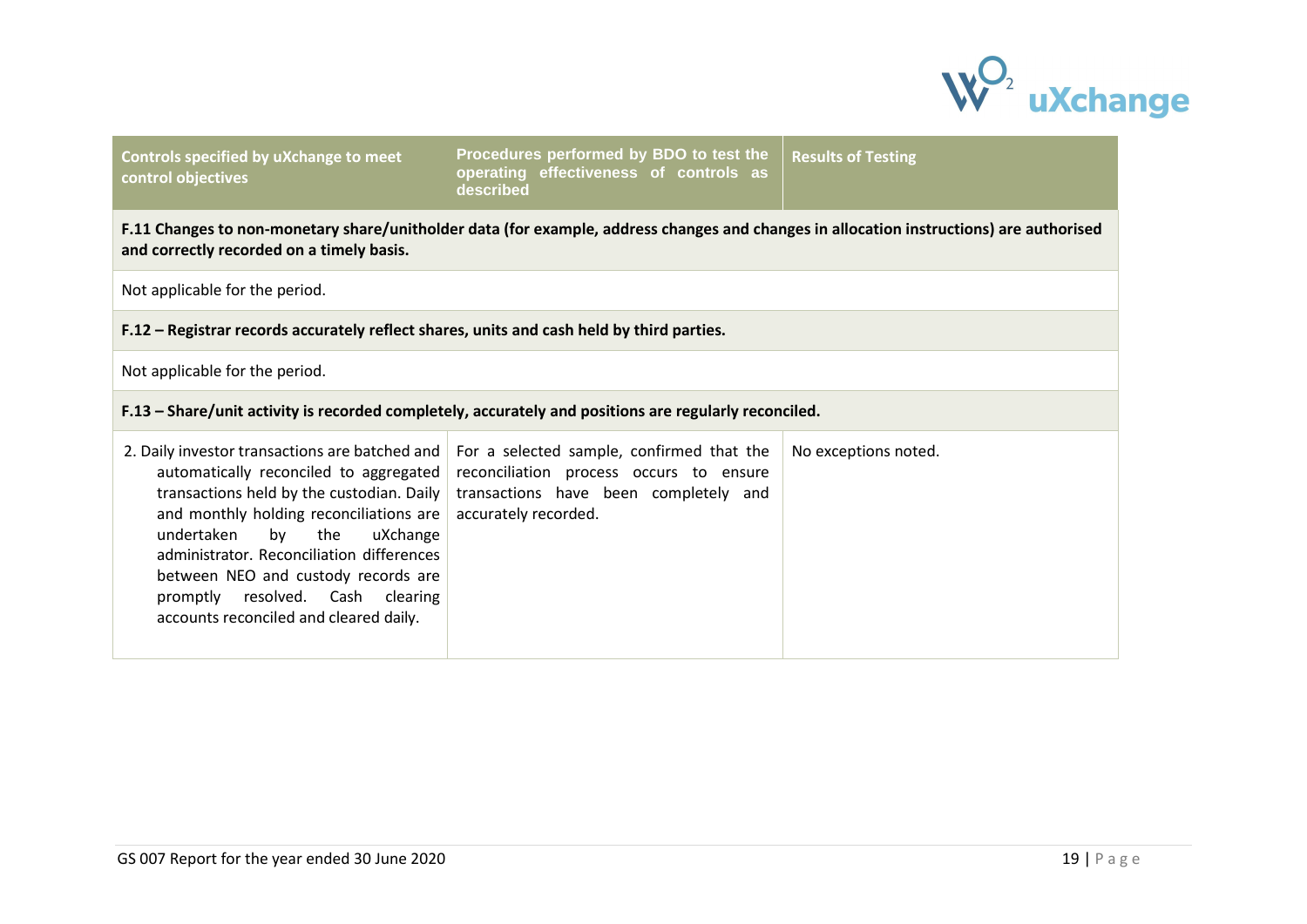| Controls specified by uXchange to meet control objectives | Procedures performed by BDO to test the operating effectiveness of controls as described | Results of Testing |
|---|---|---|
| **F.11 Changes to non-monetary share/unitholder data (for example, address changes and changes in allocation instructions) are authorised and correctly recorded on a timely basis.** | | |
| Not applicable for the period. | | |
| **F.12 – Registrar records accurately reflect shares, units and cash held by third parties.** | | |
| Not applicable for the period. | | |
| **F.13 – Share/unit activity is recorded completely, accurately and positions are regularly reconciled.** | | |
| 2. Daily investor transactions are batched and automatically reconciled to aggregated transactions held by the custodian. Daily and monthly holding reconciliations are undertaken by the uXchange administrator. Reconciliation differences between NEO and custody records are promptly resolved. Cash clearing accounts reconciled and cleared daily. | For a selected sample, confirmed that the reconciliation process occurs to ensure transactions have been completely and accurately recorded. | No exceptions noted. |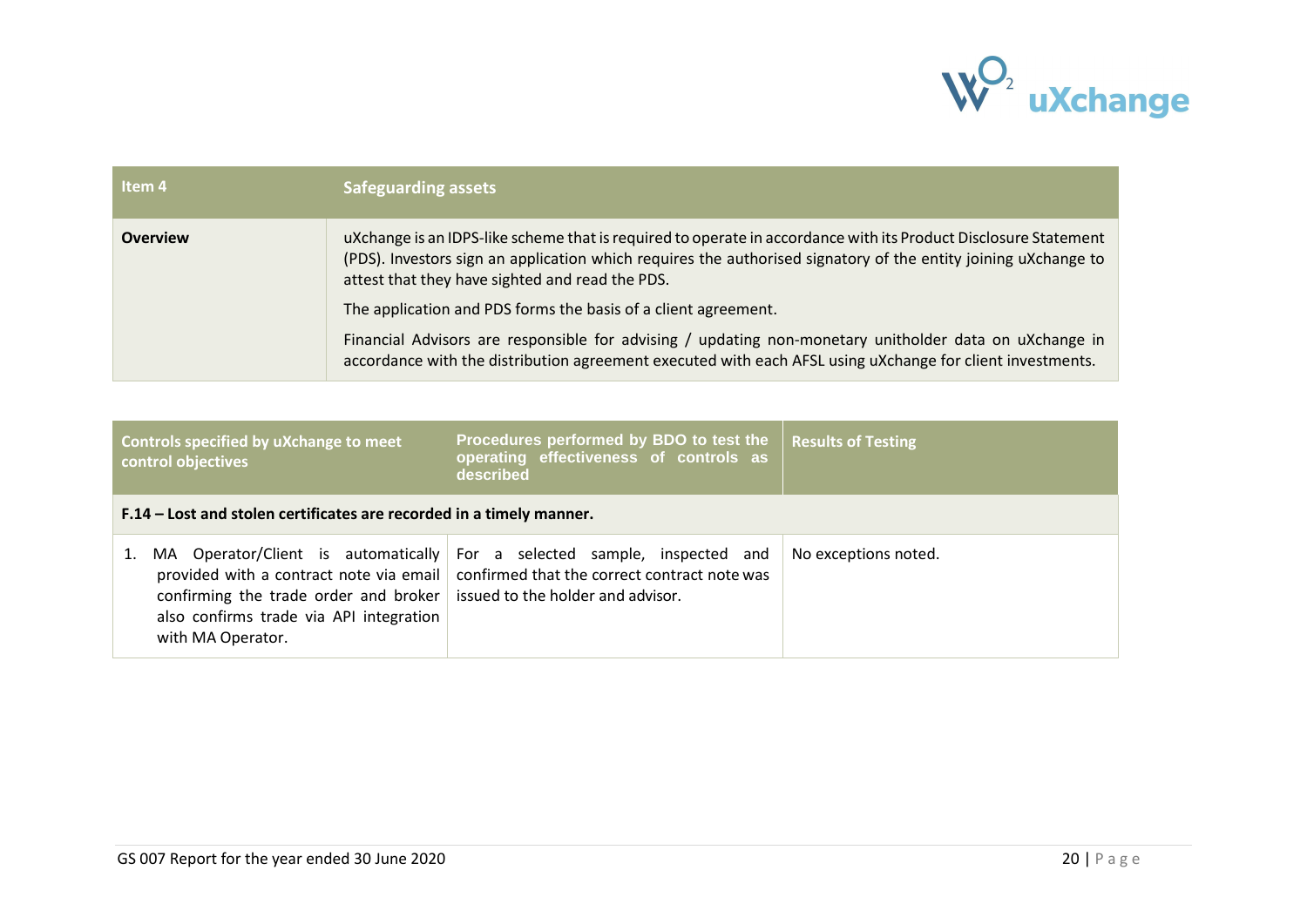| Item 4 | Safeguarding assets |
| --- | --- |
| **Overview** | uXchange is an IDPS-like scheme that is required to operate in accordance with its Product Disclosure Statement (PDS). Investors sign an application which requires the authorised signatory of the entity joining uXchange to attest that they have sighted and read the PDS.<br><br>The application and PDS forms the basis of a client agreement.<br><br>Financial Advisors are responsible for advising / updating non-monetary unitholder data on uXchange in accordance with the distribution agreement executed with each AFSL using uXchange for client investments. |

| Controls specified by uXchange to meet control objectives | Procedures performed by BDO to test the operating effectiveness of controls as described | Results of Testing |
| --- | --- | --- |
| **F.14 – Lost and stolen certificates are recorded in a timely manner.** | | |
| 1. MA Operator/Client is automatically provided with a contract note via email confirming the trade order and broker also confirms trade via API integration with MA Operator. | For a selected sample, inspected and confirmed that the correct contract note was issued to the holder and advisor. | No exceptions noted. |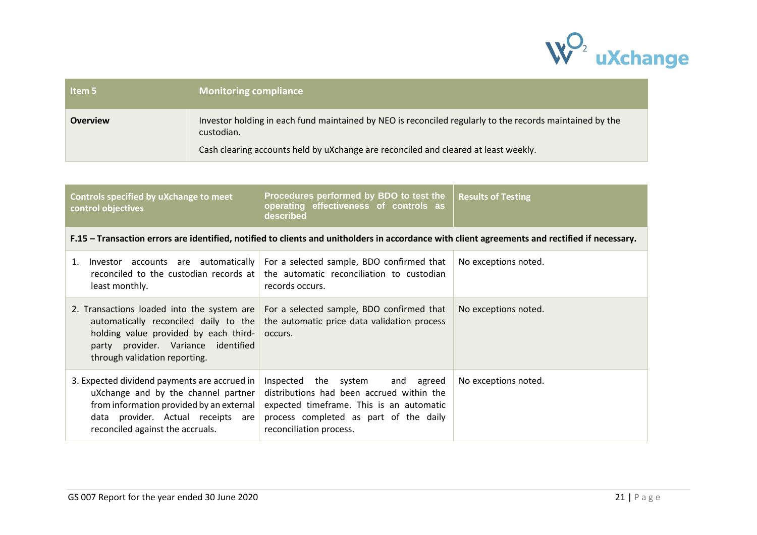| Item 5 | Monitoring compliance |
|---|---|
| **Overview** | Investor holding in each fund maintained by NEO is reconciled regularly to the records maintained by the custodian.<br><br>Cash clearing accounts held by uXchange are reconciled and cleared at least weekly. |

| Controls specified by uXchange to meet control objectives | Procedures performed by BDO to test the operating effectiveness of controls as described | Results of Testing |
|---|---|---|
| **F.15 – Transaction errors are identified, notified to clients and unitholders in accordance with client agreements and rectified if necessary.** | | |
| 1. Investor accounts are automatically reconciled to the custodian records at least monthly. | For a selected sample, BDO confirmed that the automatic reconciliation to custodian records occurs. | No exceptions noted. |
| 2. Transactions loaded into the system are automatically reconciled daily to the holding value provided by each third-party provider. Variance identified through validation reporting. | For a selected sample, BDO confirmed that the automatic price data validation process occurs. | No exceptions noted. |
| 3. Expected dividend payments are accrued in uXchange and by the channel partner from information provided by an external data provider. Actual receipts are reconciled against the accruals. | Inspected the system and agreed distributions had been accrued within the expected timeframe. This is an automatic process completed as part of the daily reconciliation process. | No exceptions noted. |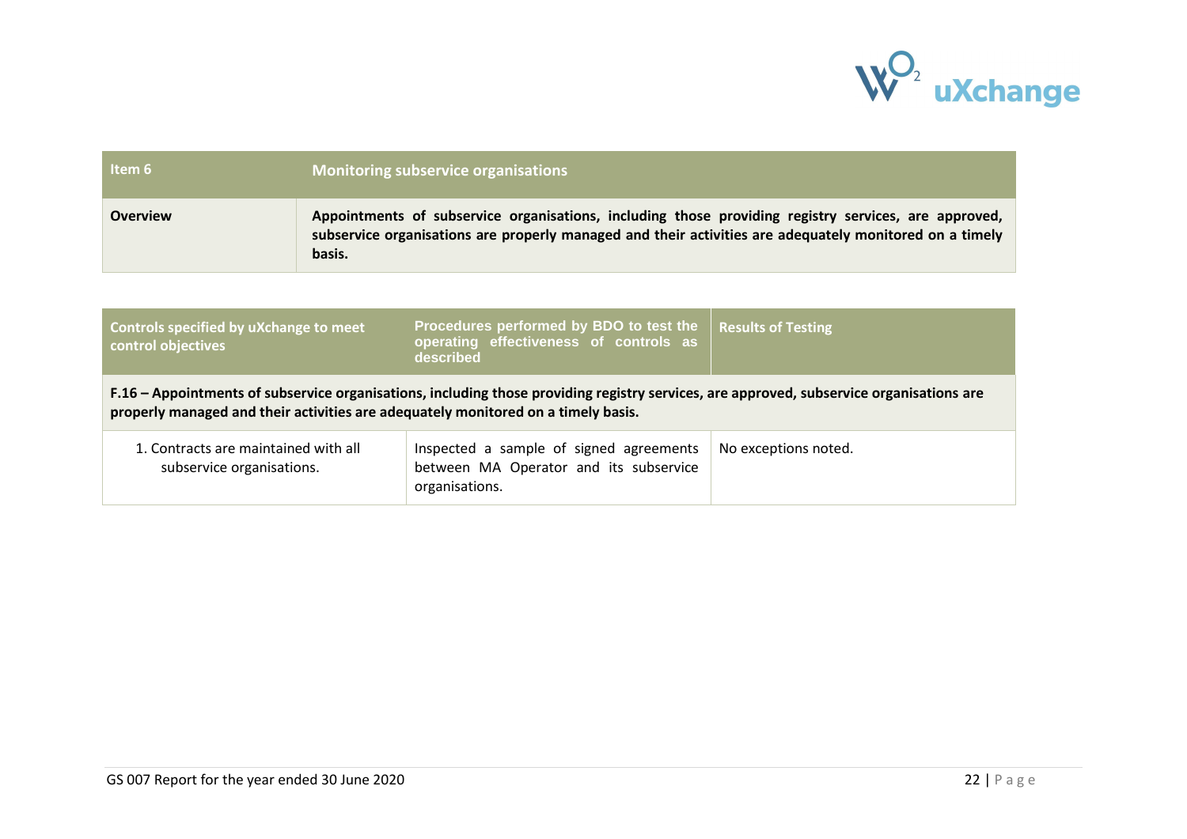| Item 6 | Monitoring subservice organisations |
|---|---|
| **Overview** | **Appointments of subservice organisations, including those providing registry services, are approved, subservice organisations are properly managed and their activities are adequately monitored on a timely basis.** |

| Controls specified by uXchange to meet control objectives | Procedures performed by BDO to test the operating effectiveness of controls as described | Results of Testing |
|---|---|---|
| **F.16 – Appointments of subservice organisations, including those providing registry services, are approved, subservice organisations are properly managed and their activities are adequately monitored on a timely basis.** | | |
| 1. Contracts are maintained with all subservice organisations. | Inspected a sample of signed agreements between MA Operator and its subservice organisations. | No exceptions noted. |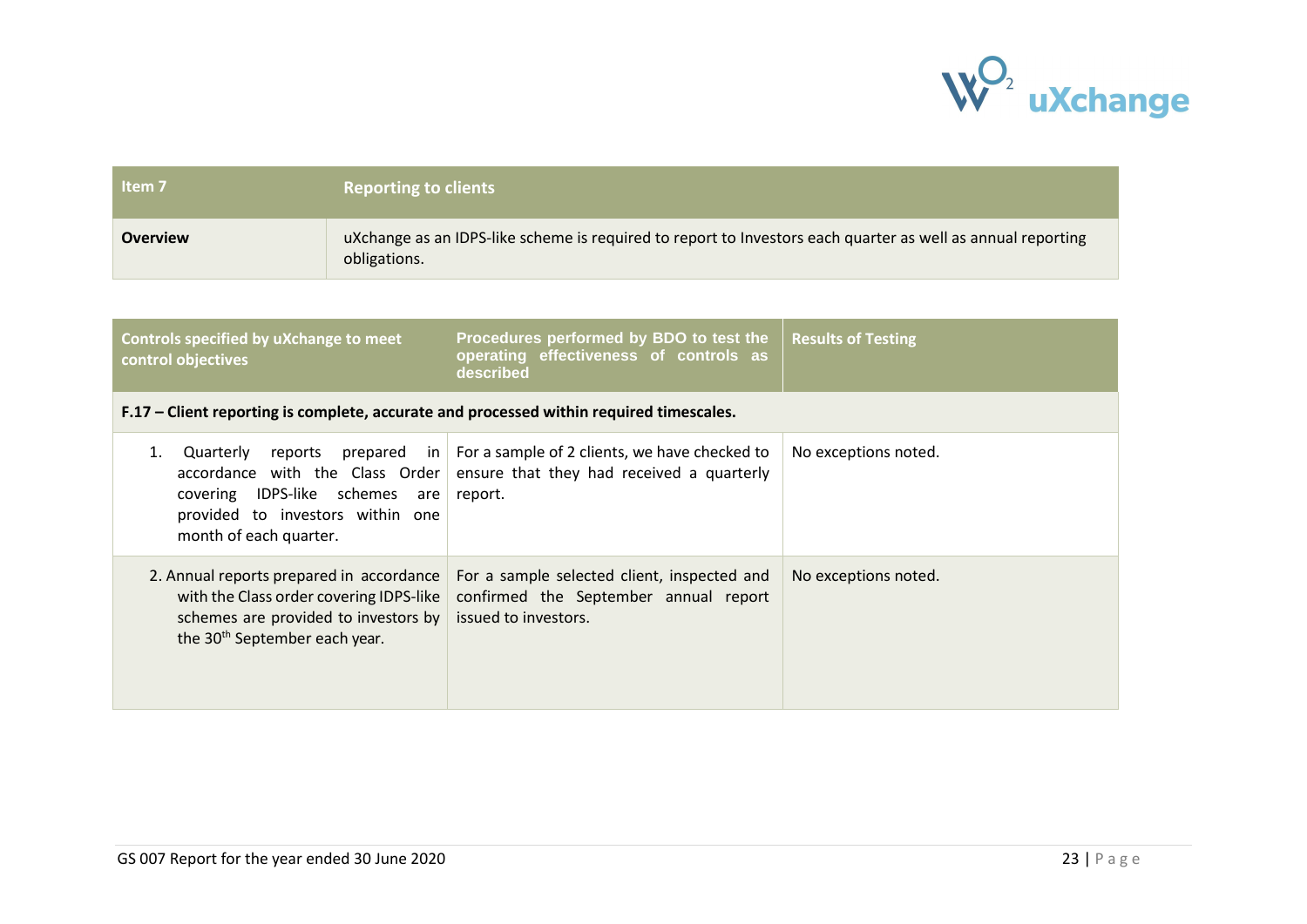| Item 7 | Reporting to clients |
|---|---|
| **Overview** | uXchange as an IDPS-like scheme is required to report to Investors each quarter as well as annual reporting obligations. |

| Controls specified by uXchange to meet control objectives | Procedures performed by BDO to test the operating effectiveness of controls as described | Results of Testing |
|---|---|---|
| **F.17 – Client reporting is complete, accurate and processed within required timescales.** | | |
| 1. Quarterly reports prepared in accordance with the Class Order covering IDPS-like schemes are provided to investors within one month of each quarter. | For a sample of 2 clients, we have checked to ensure that they had received a quarterly report. | No exceptions noted. |
| 2. Annual reports prepared in accordance with the Class order covering IDPS-like schemes are provided to investors by the 30th September each year. | For a sample selected client, inspected and confirmed the September annual report issued to investors. | No exceptions noted. |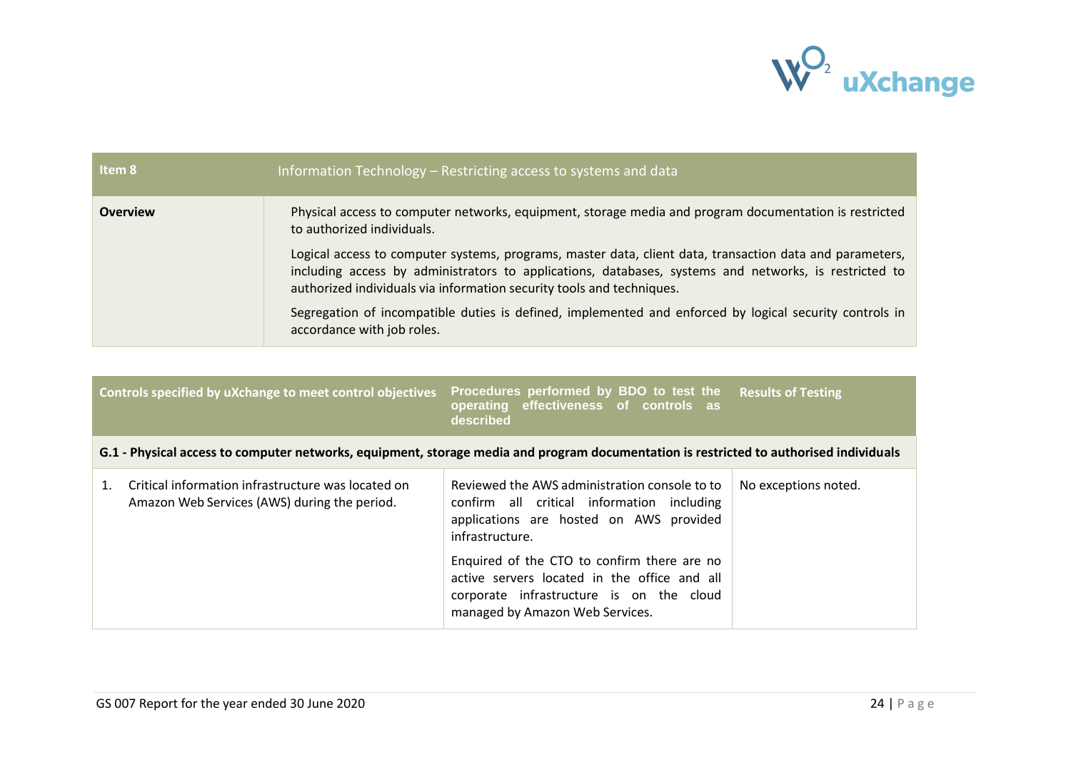| Item 8 | Information Technology – Restricting access to systems and data |
|---|---|
| **Overview** | Physical access to computer networks, equipment, storage media and program documentation is restricted to authorized individuals.<br><br>Logical access to computer systems, programs, master data, client data, transaction data and parameters, including access by administrators to applications, databases, systems and networks, is restricted to authorized individuals via information security tools and techniques.<br><br>Segregation of incompatible duties is defined, implemented and enforced by logical security controls in accordance with job roles. |

| Controls specified by uXchange to meet control objectives | Procedures performed by BDO to test the operating effectiveness of controls as described | Results of Testing |
|---|---|---|
| **G.1 - Physical access to computer networks, equipment, storage media and program documentation is restricted to authorised individuals** | | |
| 1. Critical information infrastructure was located on Amazon Web Services (AWS) during the period. | Reviewed the AWS administration console to to confirm all critical information including applications are hosted on AWS provided infrastructure.<br><br>Enquired of the CTO to confirm there are no active servers located in the office and all corporate infrastructure is on the cloud managed by Amazon Web Services. | No exceptions noted. |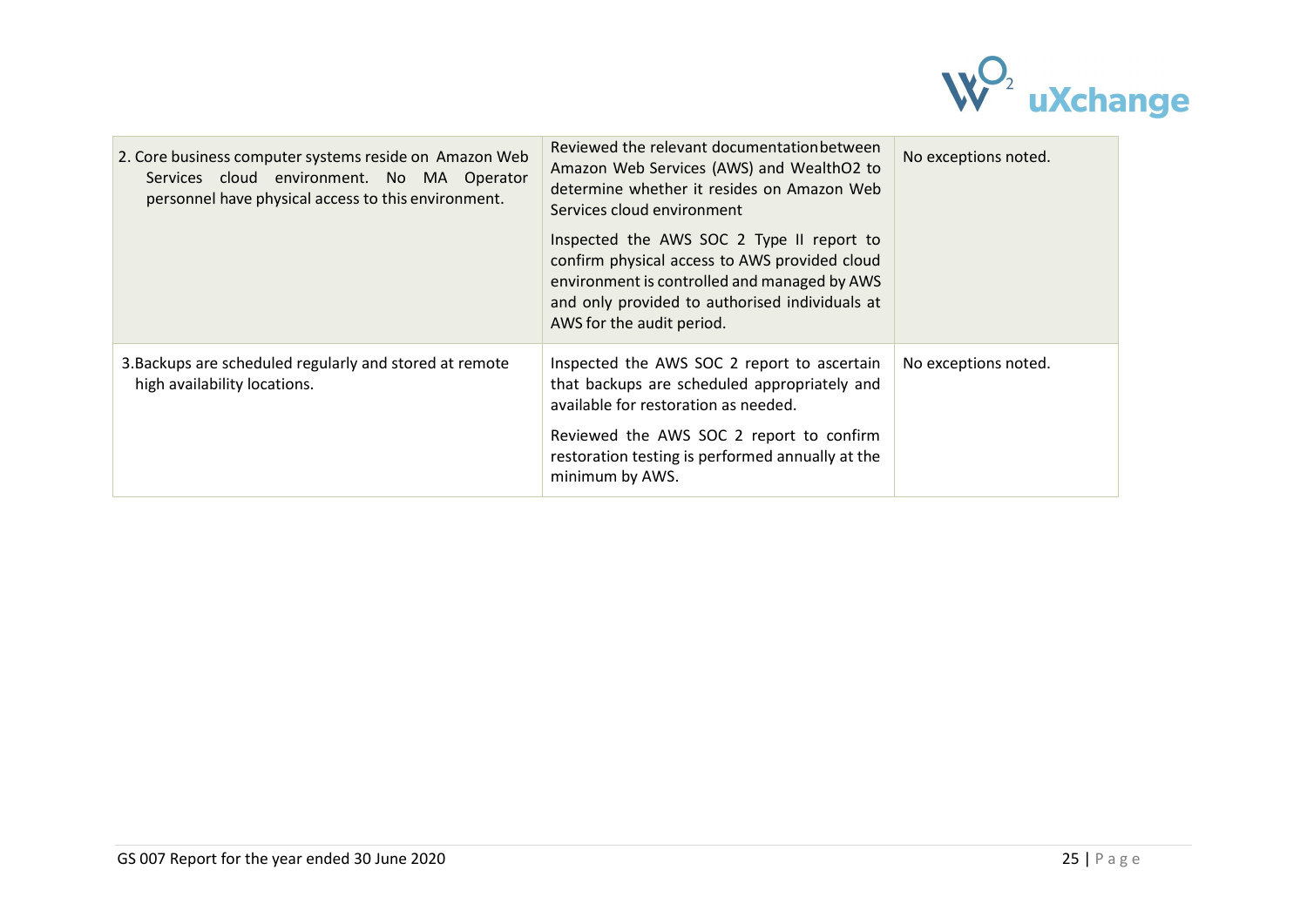| | | |
|---|---|---|
| 2. Core business computer systems reside on Amazon Web Services cloud environment. No MA Operator personnel have physical access to this environment. | Reviewed the relevant documentation between Amazon Web Services (AWS) and WealthO2 to determine whether it resides on Amazon Web Services cloud environment<br><br>Inspected the AWS SOC 2 Type II report to confirm physical access to AWS provided cloud environment is controlled and managed by AWS and only provided to authorised individuals at AWS for the audit period. | No exceptions noted. |
| 3. Backups are scheduled regularly and stored at remote high availability locations. | Inspected the AWS SOC 2 report to ascertain that backups are scheduled appropriately and available for restoration as needed.<br><br>Reviewed the AWS SOC 2 report to confirm restoration testing is performed annually at the minimum by AWS. | No exceptions noted. |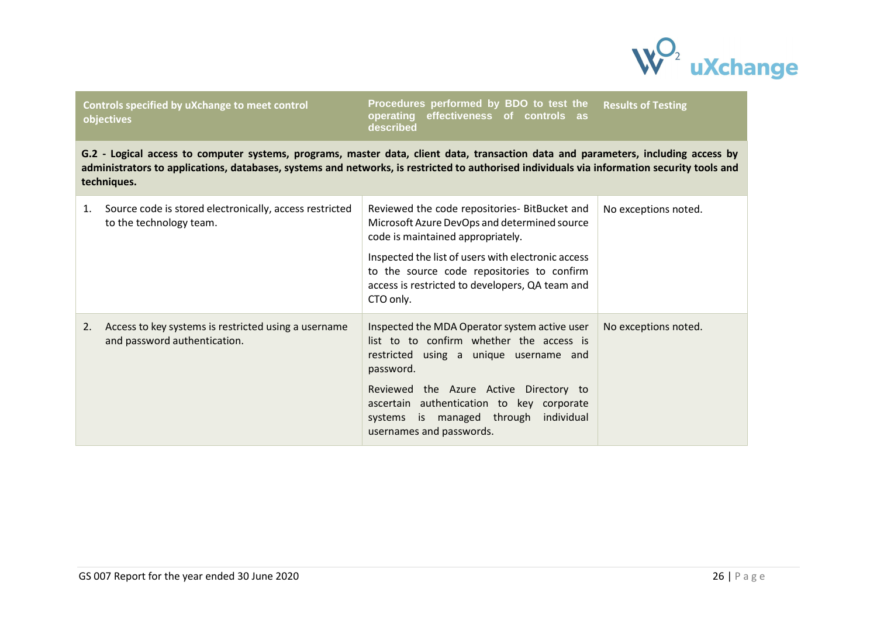| Controls specified by uXchange to meet control objectives | Procedures performed by BDO to test the operating effectiveness of controls as described | Results of Testing |
|---|---|---|
| **G.2 - Logical access to computer systems, programs, master data, client data, transaction data and parameters, including access by administrators to applications, databases, systems and networks, is restricted to authorised individuals via information security tools and techniques.** | | |
| 1. Source code is stored electronically, access restricted to the technology team. | Reviewed the code repositories- BitBucket and Microsoft Azure DevOps and determined source code is maintained appropriately.<br><br>Inspected the list of users with electronic access to the source code repositories to confirm access is restricted to developers, QA team and CTO only. | No exceptions noted. |
| 2. Access to key systems is restricted using a username and password authentication. | Inspected the MDA Operator system active user list to to confirm whether the access is restricted using a unique username and password.<br><br>Reviewed the Azure Active Directory to ascertain authentication to key corporate systems is managed through individual usernames and passwords. | No exceptions noted. |

GS 007 Report for the year ended 30 June 2020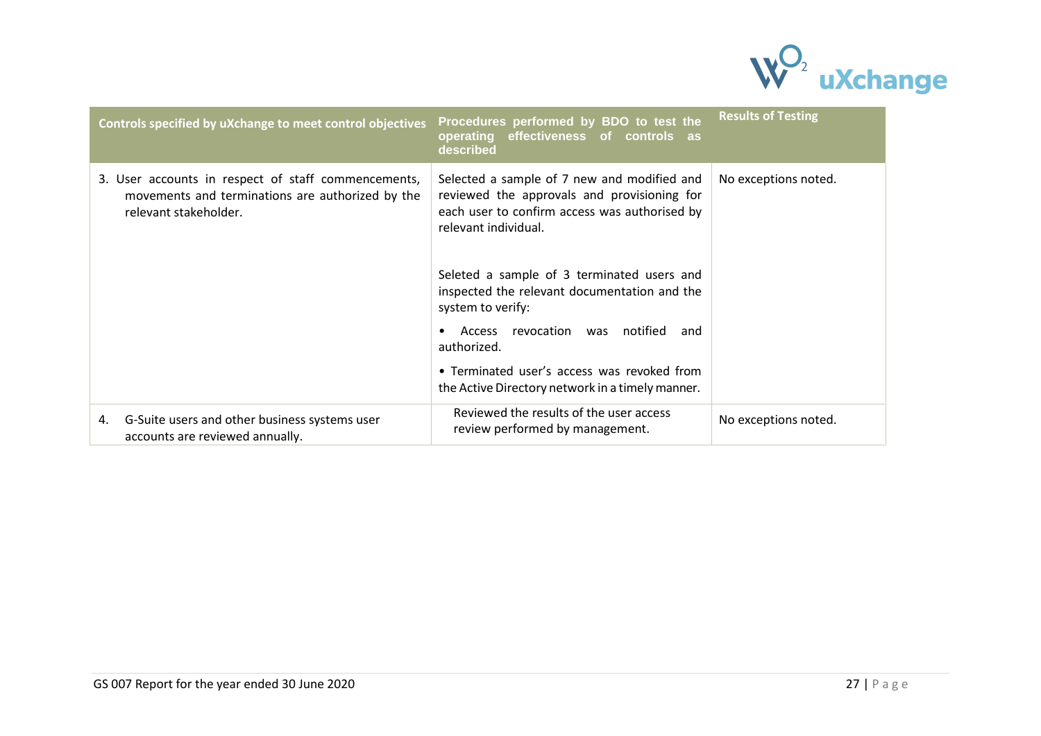| Controls specified by uXchange to meet control objectives | Procedures performed by BDO to test the operating effectiveness of controls as described | Results of Testing |
|---|---|---|
| 3. User accounts in respect of staff commencements, movements and terminations are authorized by the relevant stakeholder. | Selected a sample of 7 new and modified and reviewed the approvals and provisioning for each user to confirm access was authorised by relevant individual.<br><br>Seleted a sample of 3 terminated users and inspected the relevant documentation and the system to verify:<br>• Access revocation was notified and authorized.<br>• Terminated user's access was revoked from the Active Directory network in a timely manner. | No exceptions noted. |
| 4. G-Suite users and other business systems user accounts are reviewed annually. | Reviewed the results of the user access review performed by management. | No exceptions noted. |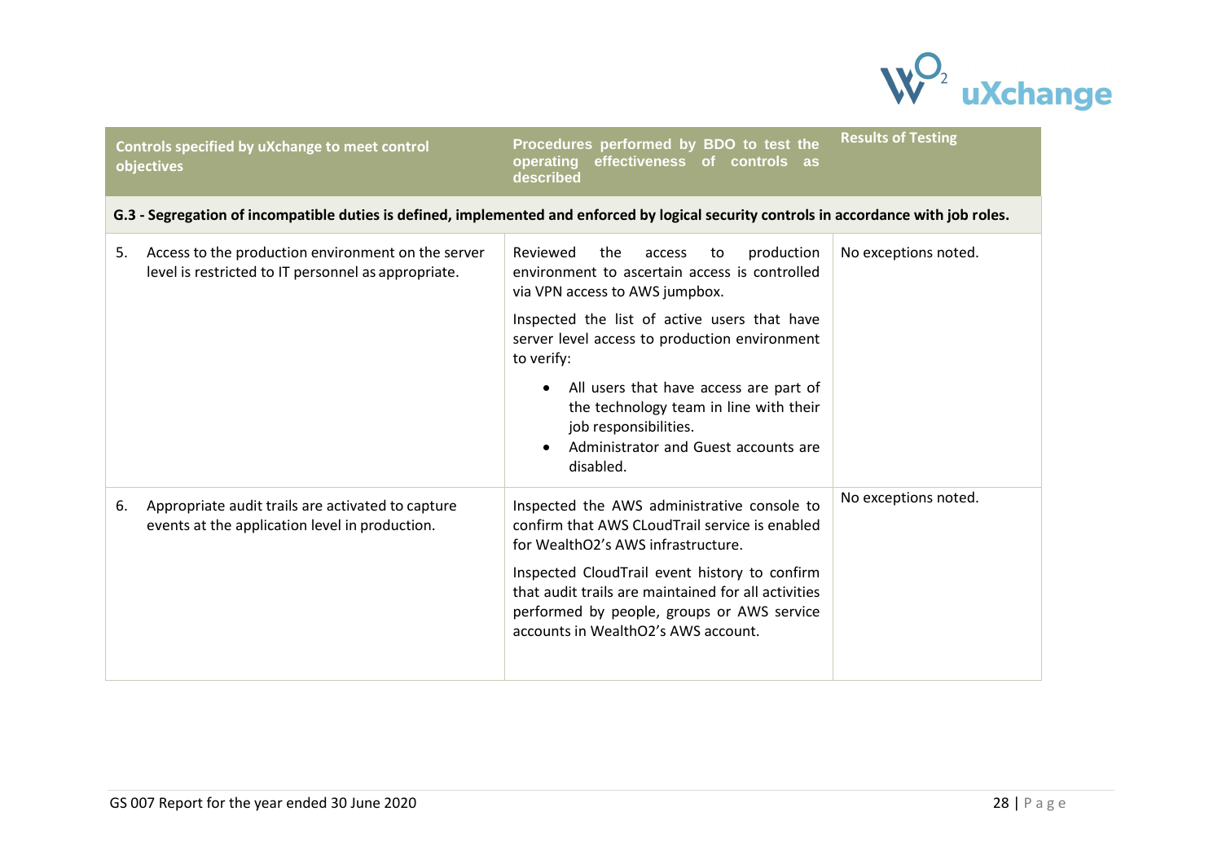| Controls specified by uXchange to meet control objectives | Procedures performed by BDO to test the operating effectiveness of controls as described | Results of Testing |
|---|---|---|
| **G.3 - Segregation of incompatible duties is defined, implemented and enforced by logical security controls in accordance with job roles.** | | |
| 5. Access to the production environment on the server level is restricted to IT personnel as appropriate. | Reviewed the access to production environment to ascertain access is controlled via VPN access to AWS jumpbox.<br><br>Inspected the list of active users that have server level access to production environment to verify:<br>• All users that have access are part of the technology team in line with their job responsibilities.<br>• Administrator and Guest accounts are disabled. | No exceptions noted. |
| 6. Appropriate audit trails are activated to capture events at the application level in production. | Inspected the AWS administrative console to confirm that AWS CLoudTrail service is enabled for WealthO2's AWS infrastructure.<br><br>Inspected CloudTrail event history to confirm that audit trails are maintained for all activities performed by people, groups or AWS service accounts in WealthO2's AWS account. | No exceptions noted. |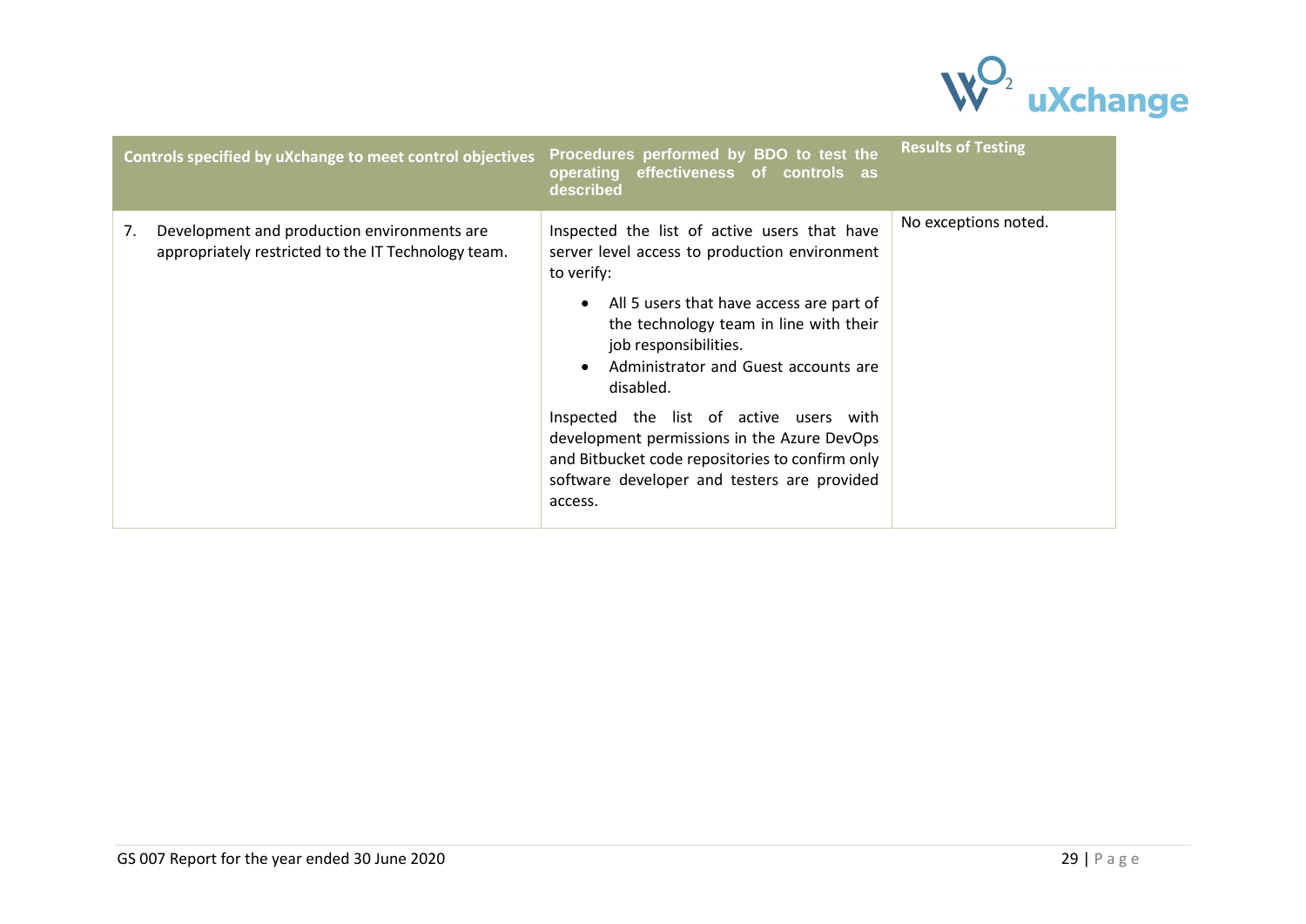| Controls specified by uXchange to meet control objectives | Procedures performed by BDO to test the operating effectiveness of controls as described | Results of Testing |
|---|---|---|
| 7. Development and production environments are appropriately restricted to the IT Technology team. | Inspected the list of active users that have server level access to production environment to verify:<br>• All 5 users that have access are part of the technology team in line with their job responsibilities.<br>• Administrator and Guest accounts are disabled.<br><br>Inspected the list of active users with development permissions in the Azure DevOps and Bitbucket code repositories to confirm only software developer and testers are provided access. | No exceptions noted. |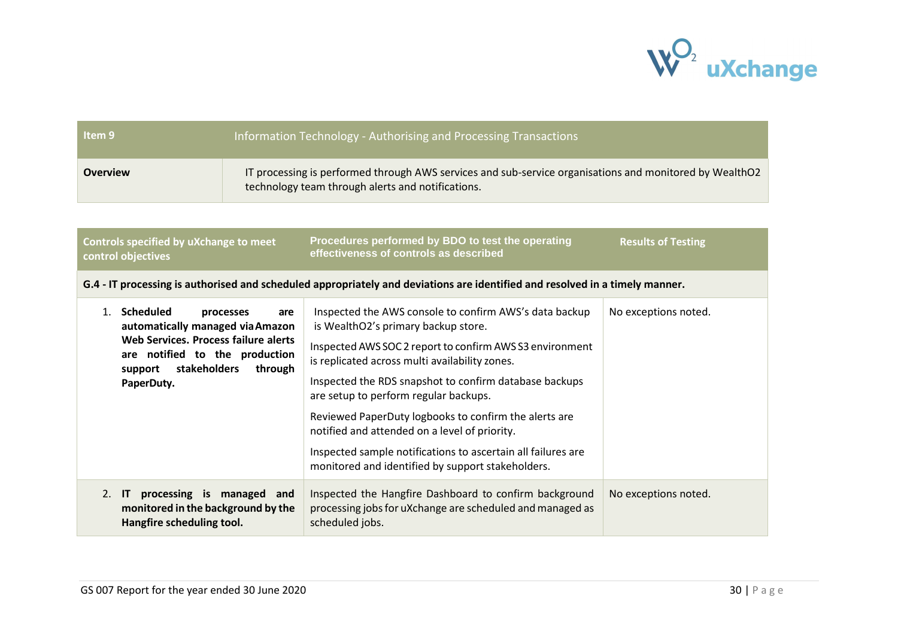| Item 9 | Information Technology - Authorising and Processing Transactions |
|---|---|
| **Overview** | IT processing is performed through AWS services and sub-service organisations and monitored by WealthO2 technology team through alerts and notifications. |

| Controls specified by uXchange to meet control objectives | Procedures performed by BDO to test the operating effectiveness of controls as described | Results of Testing |
|---|---|---|
| **G.4 - IT processing is authorised and scheduled appropriately and deviations are identified and resolved in a timely manner.** | | |
| 1. **Scheduled processes are automatically managed via Amazon Web Services. Process failure alerts are notified to the production support stakeholders through PaperDuty.** | Inspected the AWS console to confirm AWS's data backup is WealthO2's primary backup store.<br><br>Inspected AWS SOC 2 report to confirm AWS S3 environment is replicated across multi availability zones.<br><br>Inspected the RDS snapshot to confirm database backups are setup to perform regular backups.<br><br>Reviewed PaperDuty logbooks to confirm the alerts are notified and attended on a level of priority.<br><br>Inspected sample notifications to ascertain all failures are monitored and identified by support stakeholders. | No exceptions noted. |
| 2. **IT processing is managed and monitored in the background by the Hangfire scheduling tool.** | Inspected the Hangfire Dashboard to confirm background processing jobs for uXchange are scheduled and managed as scheduled jobs. | No exceptions noted. |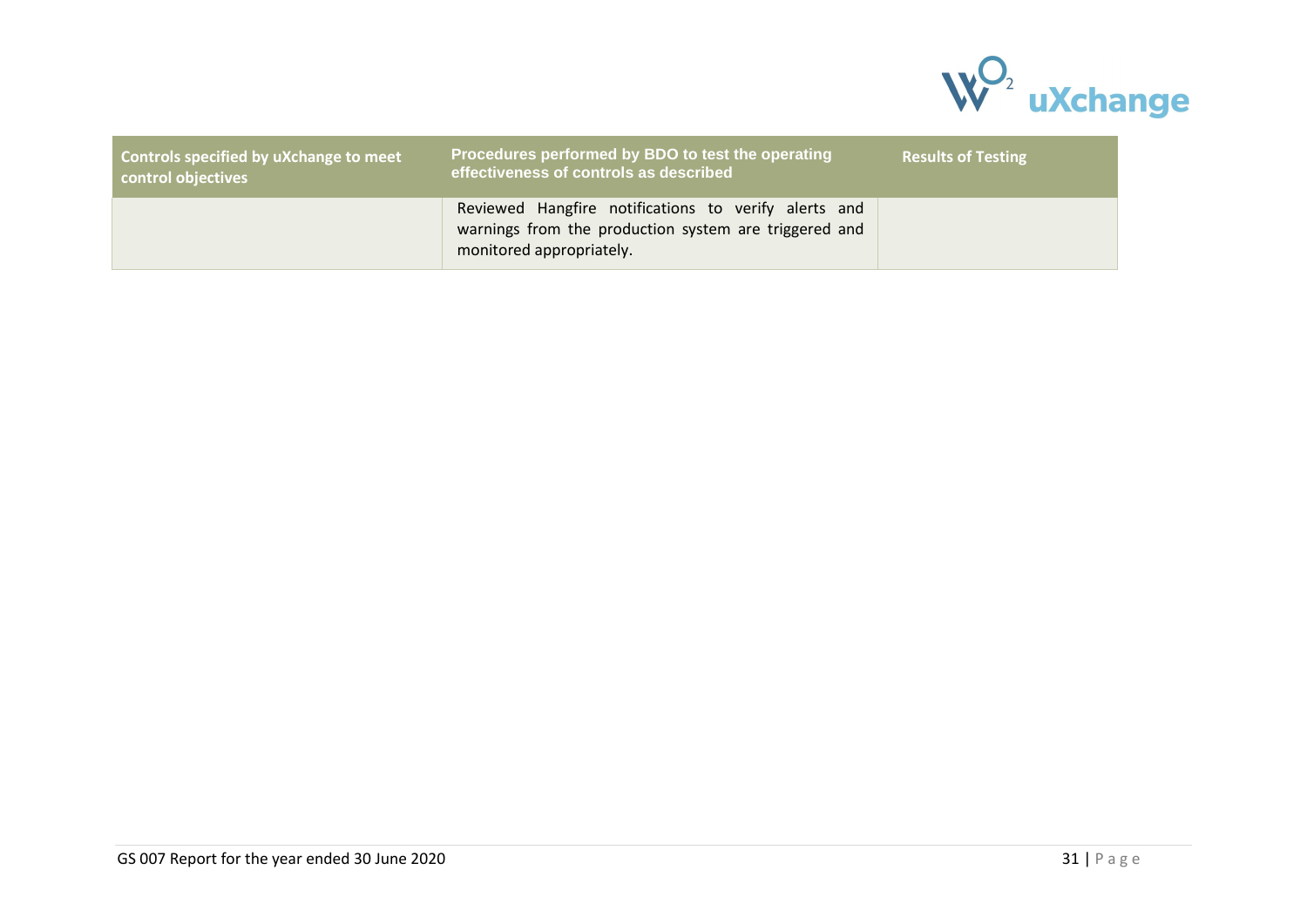| Controls specified by uXchange to meet control objectives | Procedures performed by BDO to test the operating effectiveness of controls as described | Results of Testing |
| --- | --- | --- |
| | Reviewed Hangfire notifications to verify alerts and warnings from the production system are triggered and monitored appropriately. | |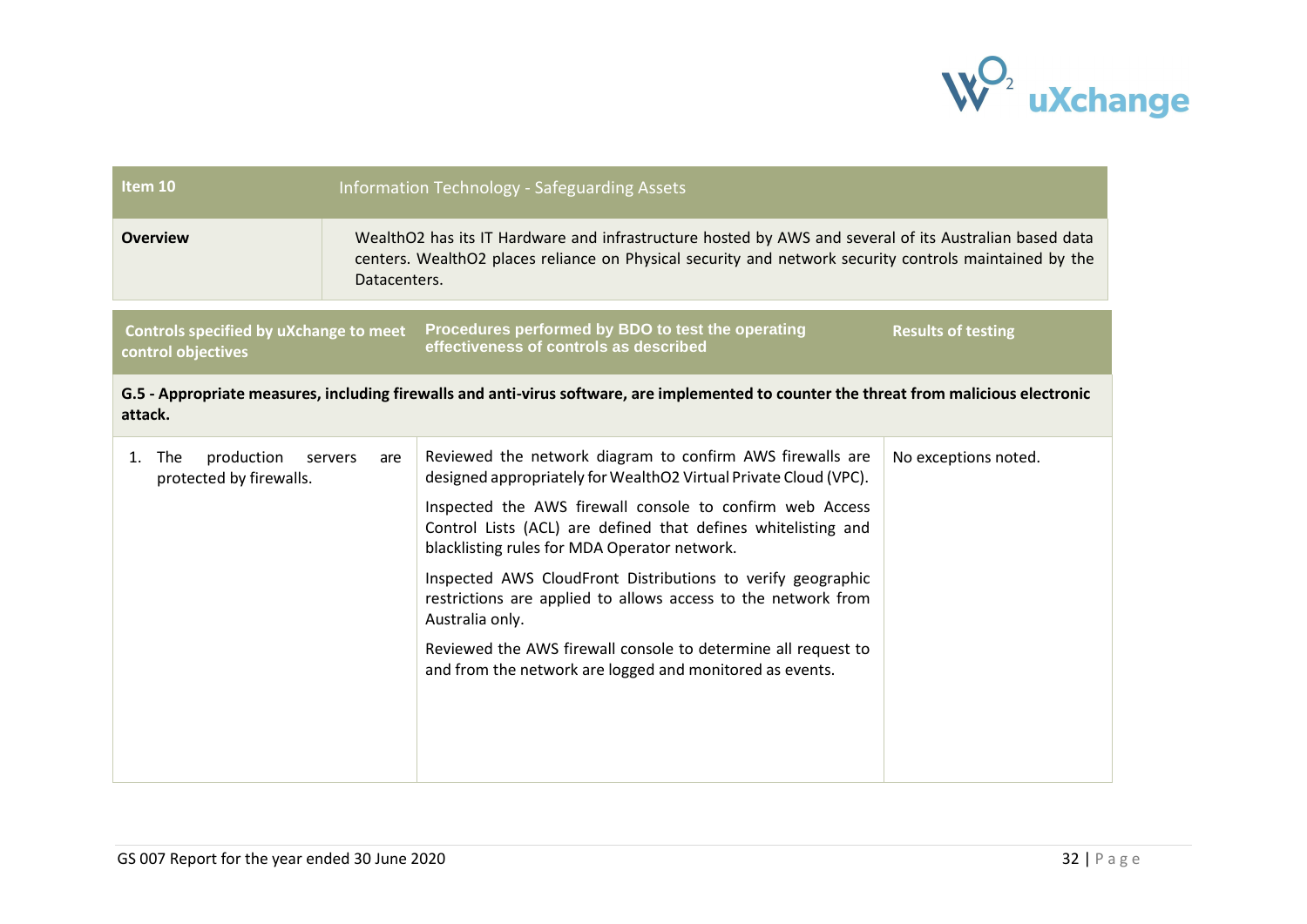| Item 10 | Information Technology - Safeguarding Assets |
|---|---|
| **Overview** | WealthO2 has its IT Hardware and infrastructure hosted by AWS and several of its Australian based data centers. WealthO2 places reliance on Physical security and network security controls maintained by the Datacenters. |

| Controls specified by uXchange to meet control objectives | Procedures performed by BDO to test the operating effectiveness of controls as described | Results of testing |
|---|---|---|
| **G.5 - Appropriate measures, including firewalls and anti-virus software, are implemented to counter the threat from malicious electronic attack.** | | |
| 1. The production servers are protected by firewalls. | Reviewed the network diagram to confirm AWS firewalls are designed appropriately for WealthO2 Virtual Private Cloud (VPC).<br><br>Inspected the AWS firewall console to confirm web Access Control Lists (ACL) are defined that defines whitelisting and blacklisting rules for MDA Operator network.<br><br>Inspected AWS CloudFront Distributions to verify geographic restrictions are applied to allows access to the network from Australia only.<br><br>Reviewed the AWS firewall console to determine all request to and from the network are logged and monitored as events. | No exceptions noted. |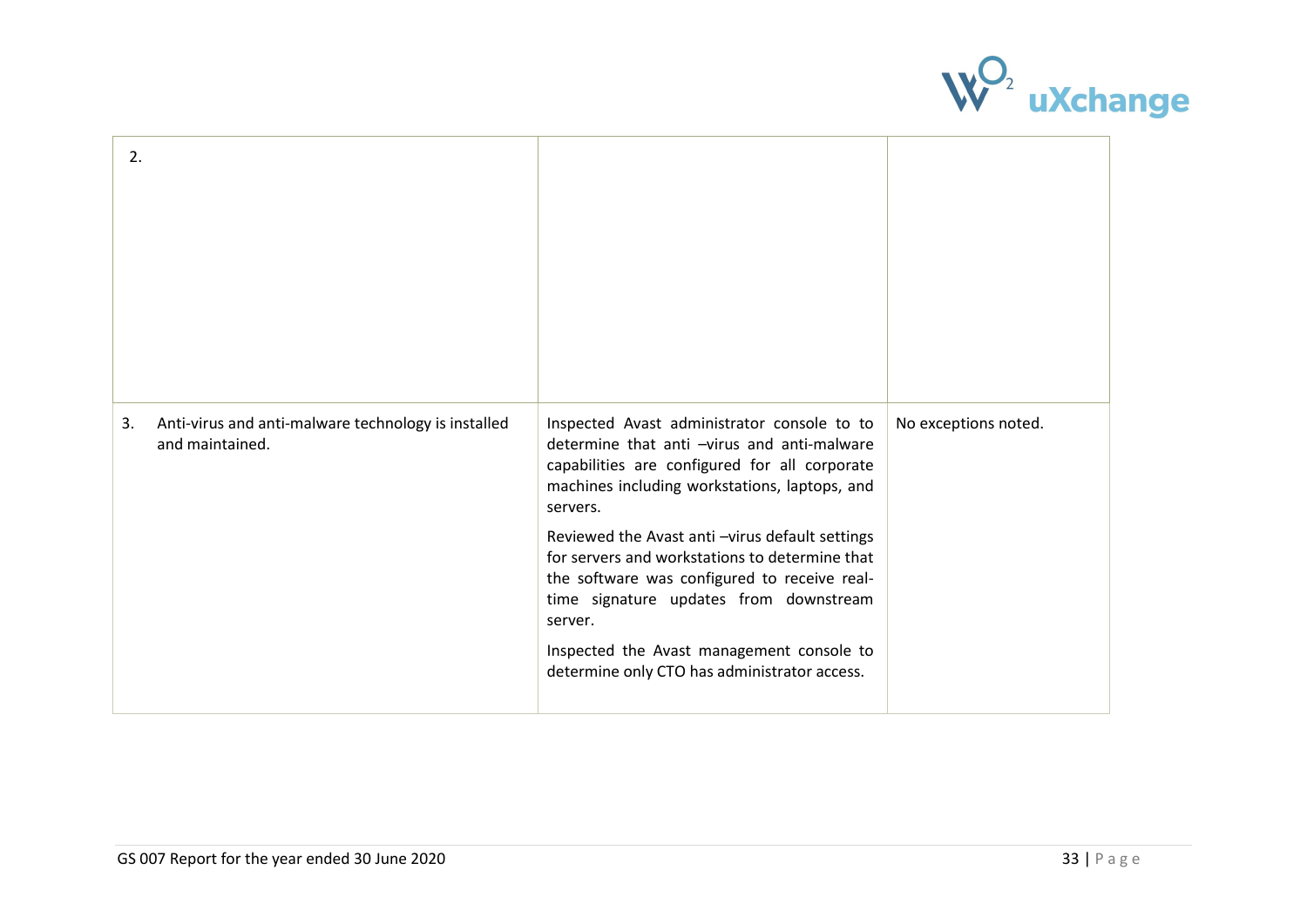| | | |
|---|---|---|
| 2. | | |
| 3. Anti-virus and anti-malware technology is installed and maintained. | Inspected Avast administrator console to to determine that anti –virus and anti-malware capabilities are configured for all corporate machines including workstations, laptops, and servers.<br><br>Reviewed the Avast anti –virus default settings for servers and workstations to determine that the software was configured to receive real-time signature updates from downstream server.<br><br>Inspected the Avast management console to determine only CTO has administrator access. | No exceptions noted. |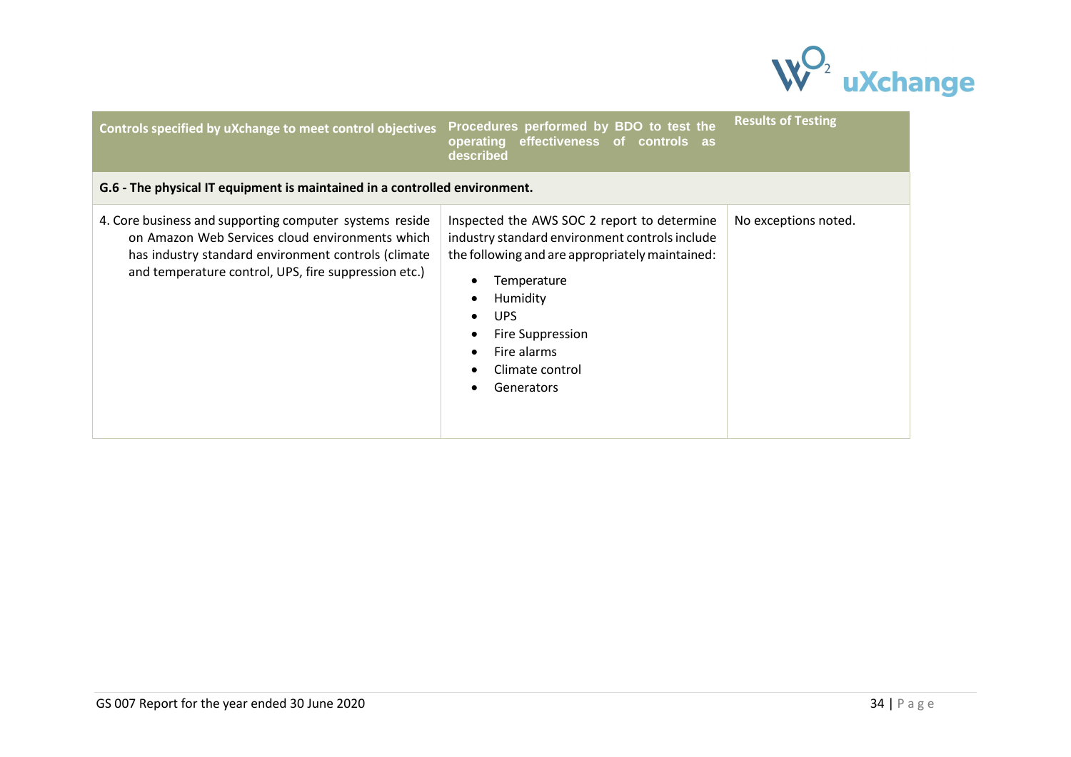| Controls specified by uXchange to meet control objectives | Procedures performed by BDO to test the operating effectiveness of controls as described | Results of Testing |
|---|---|---|
| **G.6 - The physical IT equipment is maintained in a controlled environment.** | | |
| 4. Core business and supporting computer systems reside on Amazon Web Services cloud environments which has industry standard environment controls (climate and temperature control, UPS, fire suppression etc.) | Inspected the AWS SOC 2 report to determine industry standard environment controls include the following and are appropriately maintained:<br>• Temperature<br>• Humidity<br>• UPS<br>• Fire Suppression<br>• Fire alarms<br>• Climate control<br>• Generators | No exceptions noted. |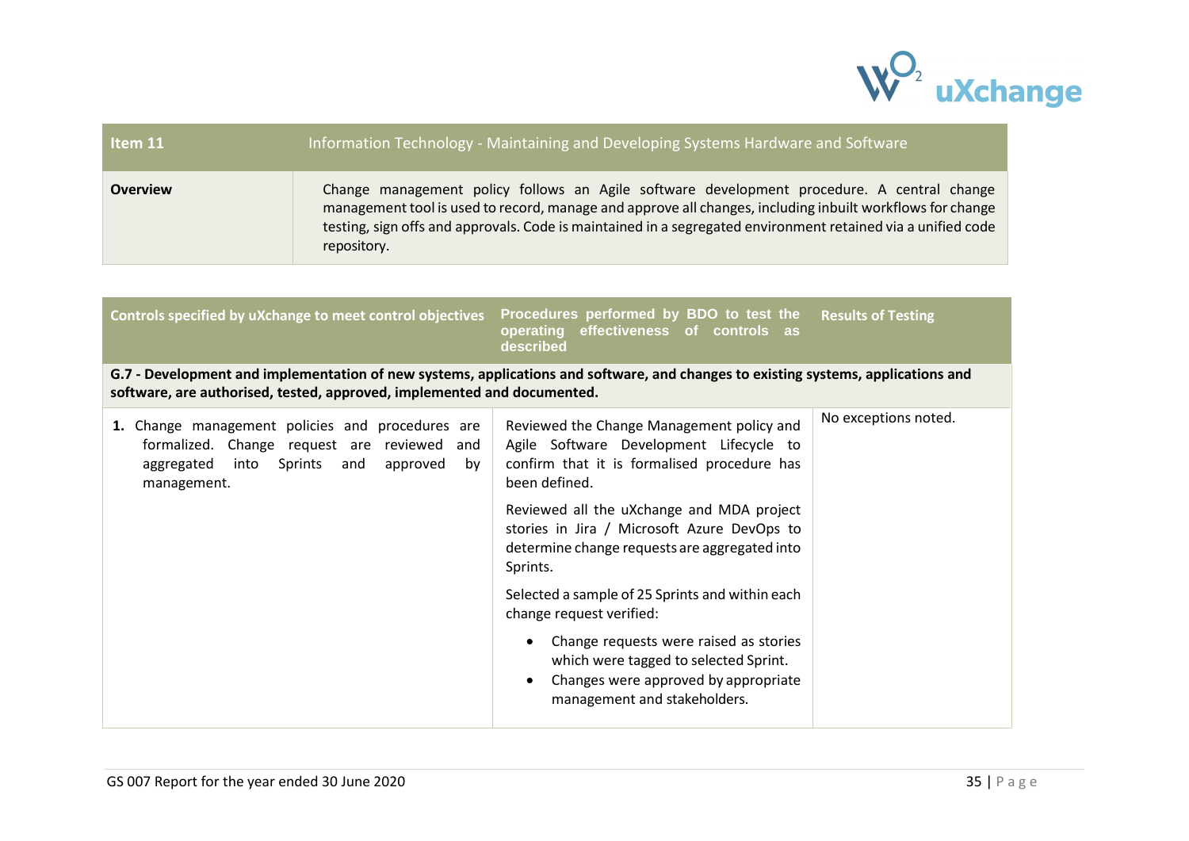| Item 11 | Information Technology - Maintaining and Developing Systems Hardware and Software |
| --- | --- |
| **Overview** | Change management policy follows an Agile software development procedure. A central change management tool is used to record, manage and approve all changes, including inbuilt workflows for change testing, sign offs and approvals. Code is maintained in a segregated environment retained via a unified code repository. |

| Controls specified by uXchange to meet control objectives | Procedures performed by BDO to test the operating effectiveness of controls as described | Results of Testing |
| --- | --- | --- |
| **G.7 - Development and implementation of new systems, applications and software, and changes to existing systems, applications and software, are authorised, tested, approved, implemented and documented.** | | |
| **1.** Change management policies and procedures are formalized. Change request are reviewed and aggregated into Sprints and approved by management. | Reviewed the Change Management policy and Agile Software Development Lifecycle to confirm that it is formalised procedure has been defined.<br><br>Reviewed all the uXchange and MDA project stories in Jira / Microsoft Azure DevOps to determine change requests are aggregated into Sprints.<br><br>Selected a sample of 25 Sprints and within each change request verified:<br>• Change requests were raised as stories which were tagged to selected Sprint.<br>• Changes were approved by appropriate management and stakeholders. | No exceptions noted. |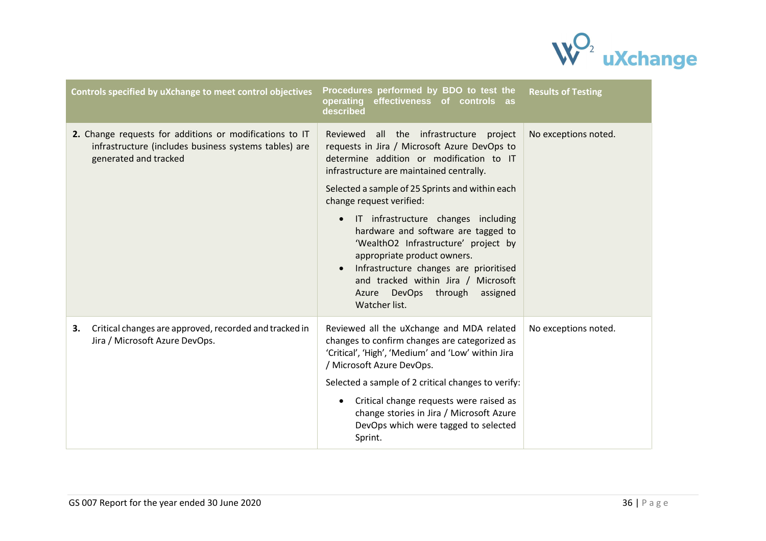| Controls specified by uXchange to meet control objectives | Procedures performed by BDO to test the operating effectiveness of controls as described | Results of Testing |
|---|---|---|
| **2.** Change requests for additions or modifications to IT infrastructure (includes business systems tables) are generated and tracked | Reviewed all the infrastructure project requests in Jira / Microsoft Azure DevOps to determine addition or modification to IT infrastructure are maintained centrally.<br><br>Selected a sample of 25 Sprints and within each change request verified:<br><br>• IT infrastructure changes including hardware and software are tagged to 'WealthO2 Infrastructure' project by appropriate product owners.<br>• Infrastructure changes are prioritised and tracked within Jira / Microsoft Azure DevOps through assigned Watcher list. | No exceptions noted. |
| **3.** Critical changes are approved, recorded and tracked in Jira / Microsoft Azure DevOps. | Reviewed all the uXchange and MDA related changes to confirm changes are categorized as 'Critical', 'High', 'Medium' and 'Low' within Jira / Microsoft Azure DevOps.<br><br>Selected a sample of 2 critical changes to verify:<br><br>• Critical change requests were raised as change stories in Jira / Microsoft Azure DevOps which were tagged to selected Sprint. | No exceptions noted. |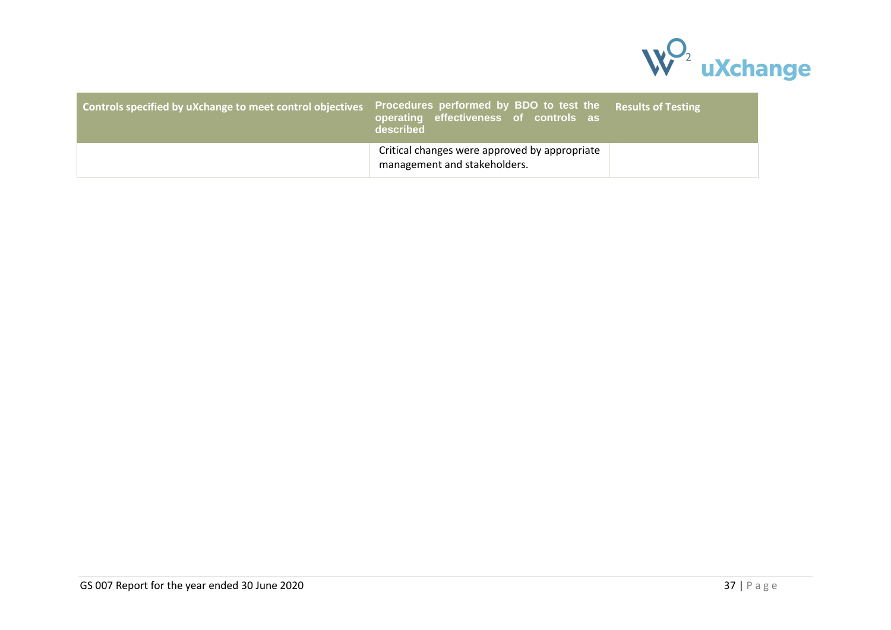| Controls specified by uXchange to meet control objectives | Procedures performed by BDO to test the operating effectiveness of controls as described | Results of Testing |
|---|---|---|
| | Critical changes were approved by appropriate management and stakeholders. | |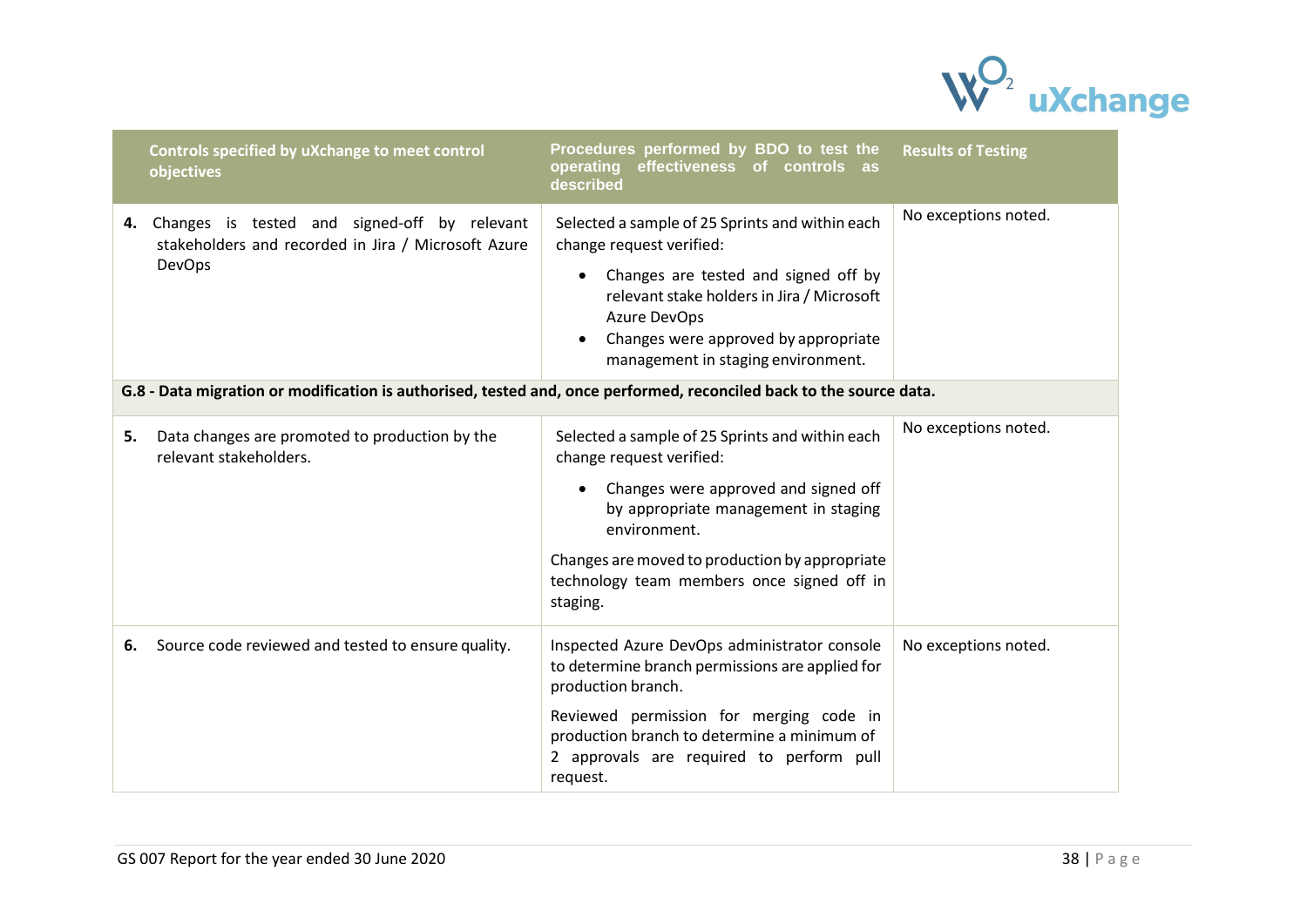| Controls specified by uXchange to meet control objectives | Procedures performed by BDO to test the operating effectiveness of controls as described | Results of Testing |
|---|---|---|
| **4.** Changes is tested and signed-off by relevant stakeholders and recorded in Jira / Microsoft Azure DevOps | Selected a sample of 25 Sprints and within each change request verified:<br>• Changes are tested and signed off by relevant stake holders in Jira / Microsoft Azure DevOps<br>• Changes were approved by appropriate management in staging environment. | No exceptions noted. |
| **G.8 - Data migration or modification is authorised, tested and, once performed, reconciled back to the source data.** | | |
| **5.** Data changes are promoted to production by the relevant stakeholders. | Selected a sample of 25 Sprints and within each change request verified:<br>• Changes were approved and signed off by appropriate management in staging environment.<br>Changes are moved to production by appropriate technology team members once signed off in staging. | No exceptions noted. |
| **6.** Source code reviewed and tested to ensure quality. | Inspected Azure DevOps administrator console to determine branch permissions are applied for production branch.<br>Reviewed permission for merging code in production branch to determine a minimum of 2 approvals are required to perform pull request. | No exceptions noted. |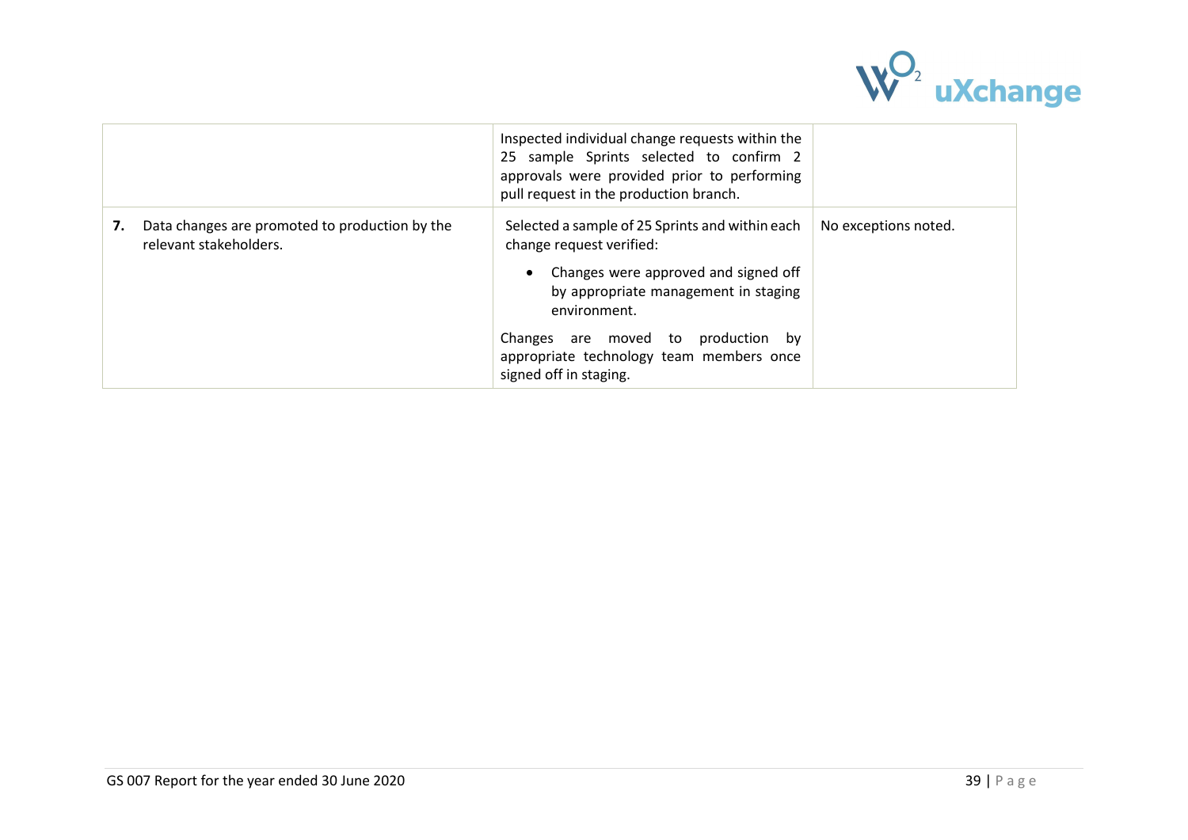| | | |
|---|---|---|
| | Inspected individual change requests within the 25 sample Sprints selected to confirm 2 approvals were provided prior to performing pull request in the production branch. | |
| **7.** Data changes are promoted to production by the relevant stakeholders. | Selected a sample of 25 Sprints and within each change request verified:<br><br>• Changes were approved and signed off by appropriate management in staging environment.<br><br>Changes are moved to production by appropriate technology team members once signed off in staging. | No exceptions noted. |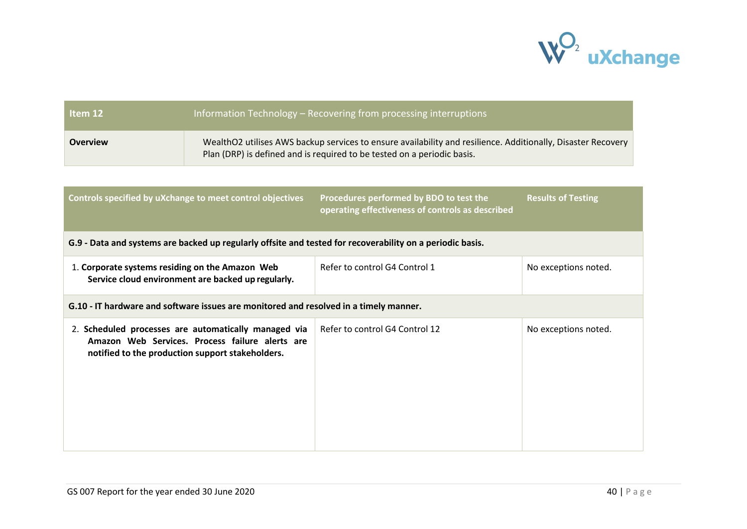| Item 12 | Information Technology – Recovering from processing interruptions |
| --- | --- |
| **Overview** | WealthO2 utilises AWS backup services to ensure availability and resilience. Additionally, Disaster Recovery Plan (DRP) is defined and is required to be tested on a periodic basis. |

| Controls specified by uXchange to meet control objectives | Procedures performed by BDO to test the operating effectiveness of controls as described | Results of Testing |
| --- | --- | --- |
| **G.9 - Data and systems are backed up regularly offsite and tested for recoverability on a periodic basis.** | | |
| 1. **Corporate systems residing on the Amazon Web Service cloud environment are backed up regularly.** | Refer to control G4 Control 1 | No exceptions noted. |
| **G.10 - IT hardware and software issues are monitored and resolved in a timely manner.** | | |
| 2. **Scheduled processes are automatically managed via Amazon Web Services. Process failure alerts are notified to the production support stakeholders.** | Refer to control G4 Control 12 | No exceptions noted. |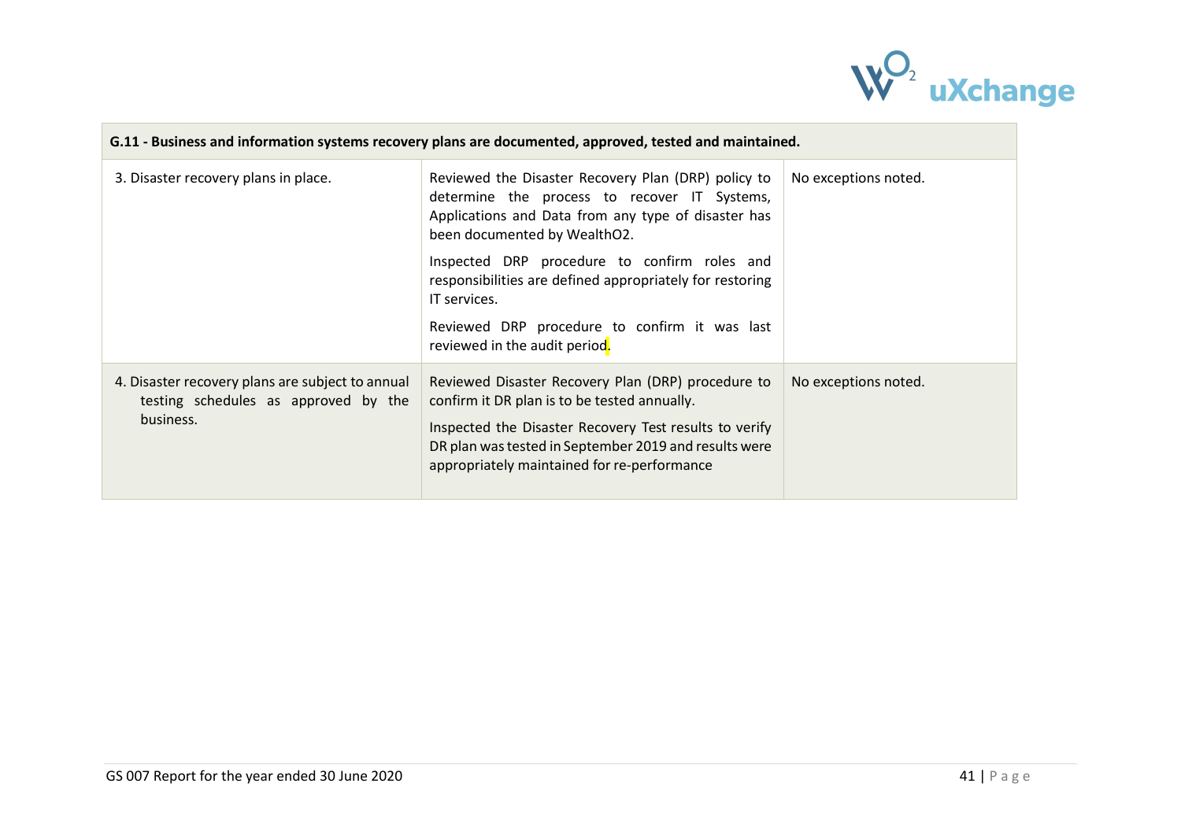| G.11 - Business and information systems recovery plans are documented, approved, tested and maintained. | | |
|---|---|---|
| 3. Disaster recovery plans in place. | Reviewed the Disaster Recovery Plan (DRP) policy to determine the process to recover IT Systems, Applications and Data from any type of disaster has been documented by WealthO2.<br><br>Inspected DRP procedure to confirm roles and responsibilities are defined appropriately for restoring IT services.<br><br>Reviewed DRP procedure to confirm it was last reviewed in the audit period. | No exceptions noted. |
| 4. Disaster recovery plans are subject to annual testing schedules as approved by the business. | Reviewed Disaster Recovery Plan (DRP) procedure to confirm it DR plan is to be tested annually.<br><br>Inspected the Disaster Recovery Test results to verify DR plan was tested in September 2019 and results were appropriately maintained for re-performance | No exceptions noted. |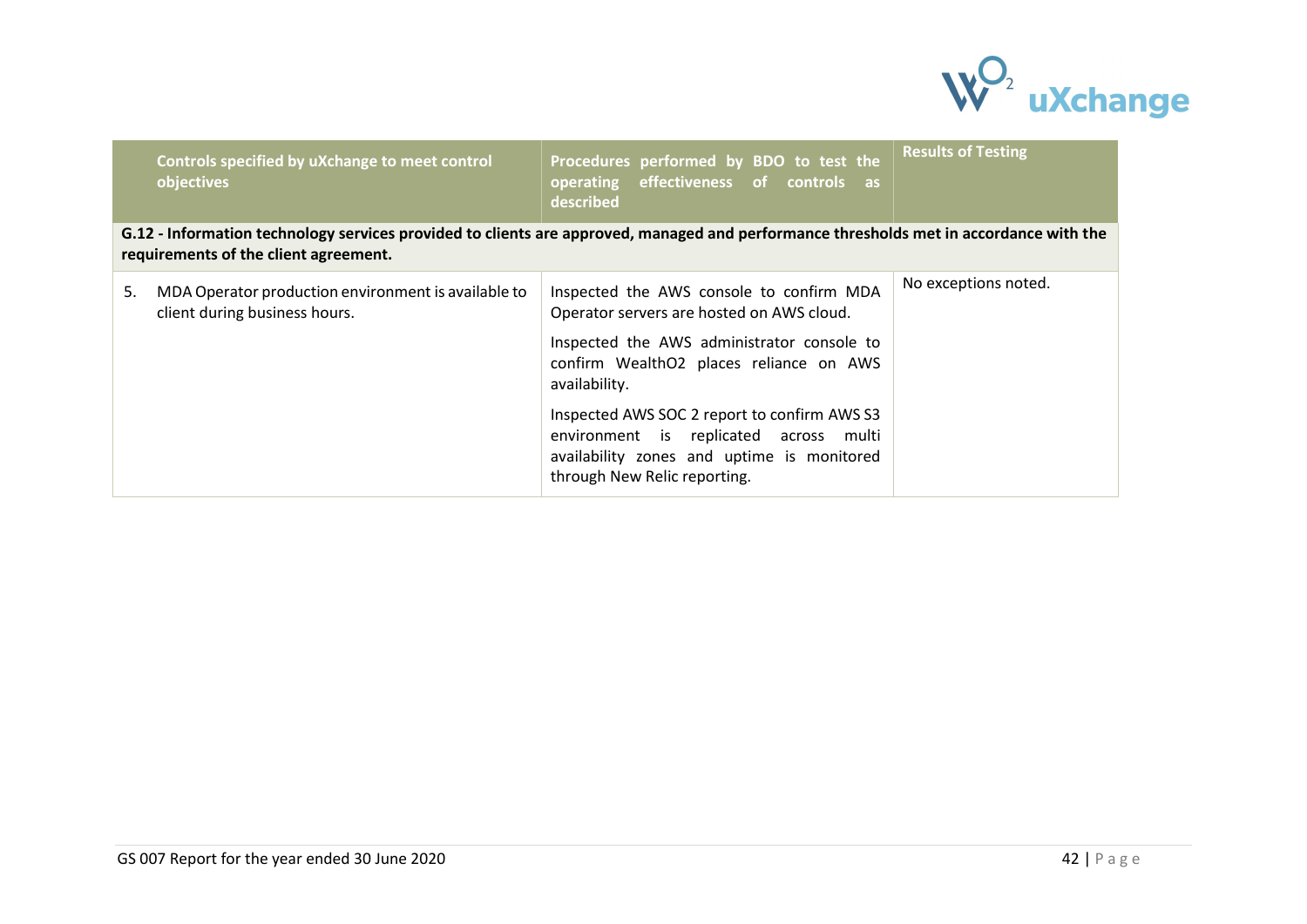| | Controls specified by uXchange to meet control objectives | Procedures performed by BDO to test the operating effectiveness of controls as described | Results of Testing |
|---|---|---|---|
| **G.12 - Information technology services provided to clients are approved, managed and performance thresholds met in accordance with the requirements of the client agreement.** | | | |
| 5. | MDA Operator production environment is available to client during business hours. | Inspected the AWS console to confirm MDA Operator servers are hosted on AWS cloud.<br><br>Inspected the AWS administrator console to confirm WealthO2 places reliance on AWS availability.<br><br>Inspected AWS SOC 2 report to confirm AWS S3 environment is replicated across multi availability zones and uptime is monitored through New Relic reporting. | No exceptions noted. |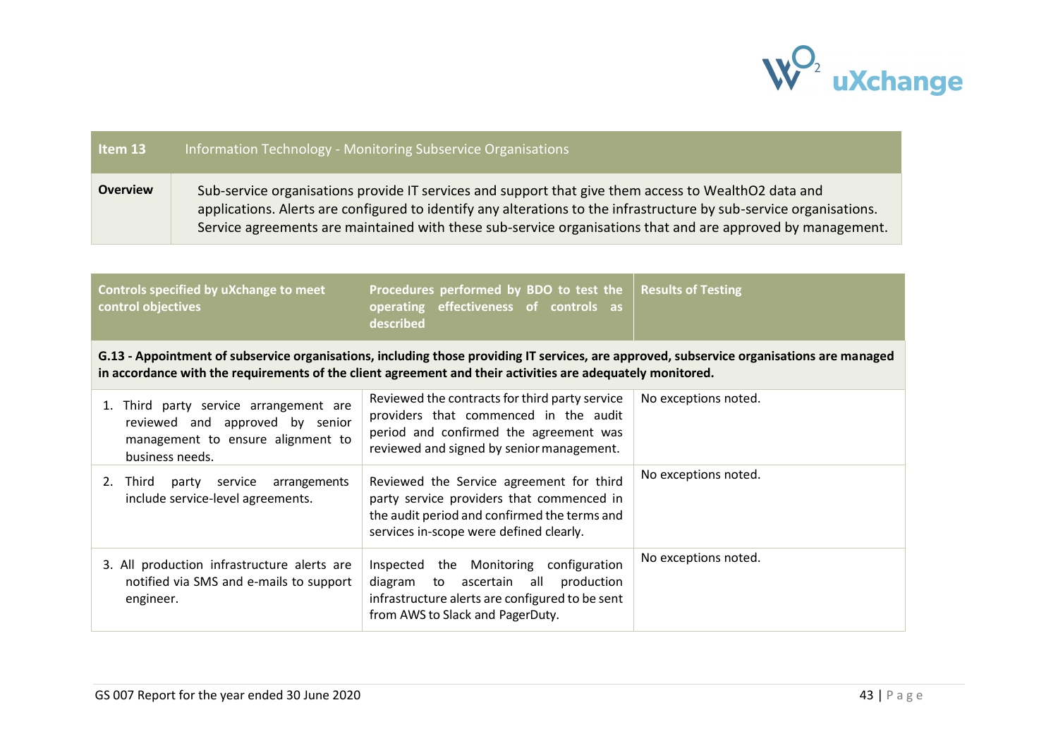| Item 13 | Information Technology - Monitoring Subservice Organisations |
|---|---|
| **Overview** | Sub-service organisations provide IT services and support that give them access to WealthO2 data and applications. Alerts are configured to identify any alterations to the infrastructure by sub-service organisations. Service agreements are maintained with these sub-service organisations that and are approved by management. |

| Controls specified by uXchange to meet control objectives | Procedures performed by BDO to test the operating effectiveness of controls as described | Results of Testing |
|---|---|---|
| **G.13 - Appointment of subservice organisations, including those providing IT services, are approved, subservice organisations are managed in accordance with the requirements of the client agreement and their activities are adequately monitored.** | | |
| 1. Third party service arrangement are reviewed and approved by senior management to ensure alignment to business needs. | Reviewed the contracts for third party service providers that commenced in the audit period and confirmed the agreement was reviewed and signed by senior management. | No exceptions noted. |
| 2. Third party service arrangements include service-level agreements. | Reviewed the Service agreement for third party service providers that commenced in the audit period and confirmed the terms and services in-scope were defined clearly. | No exceptions noted. |
| 3. All production infrastructure alerts are notified via SMS and e-mails to support engineer. | Inspected the Monitoring configuration diagram to ascertain all production infrastructure alerts are configured to be sent from AWS to Slack and PagerDuty. | No exceptions noted. |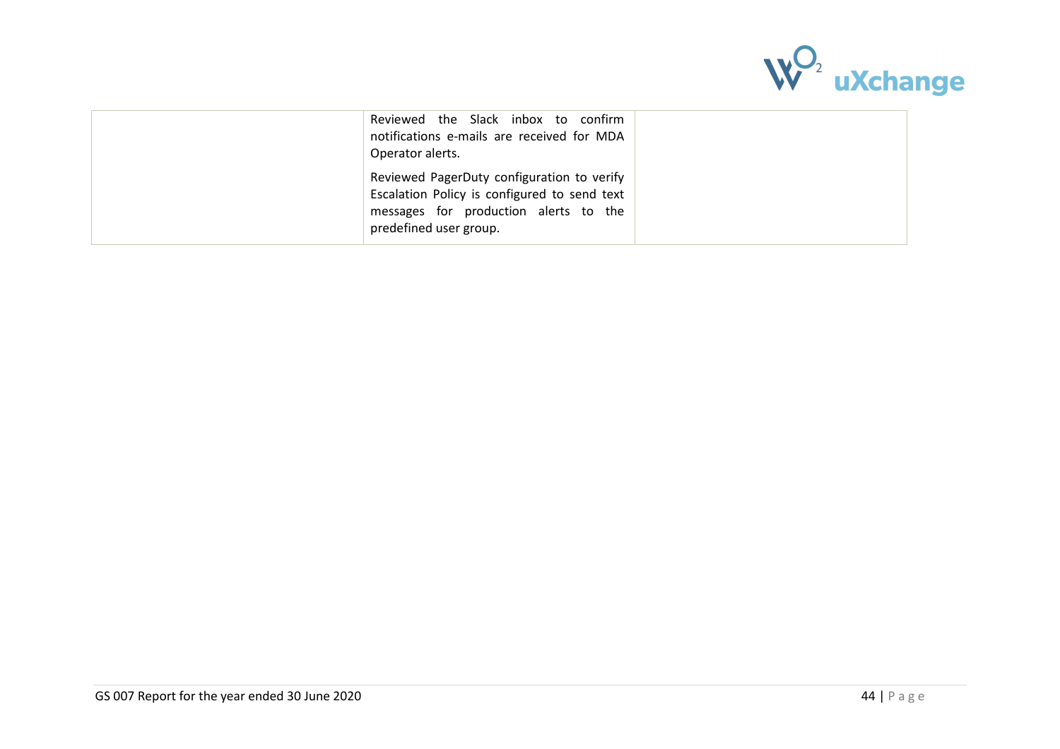| | | |
|---|---|---|
| | Reviewed the Slack inbox to confirm notifications e-mails are received for MDA Operator alerts.<br><br>Reviewed PagerDuty configuration to verify Escalation Policy is configured to send text messages for production alerts to the predefined user group. | |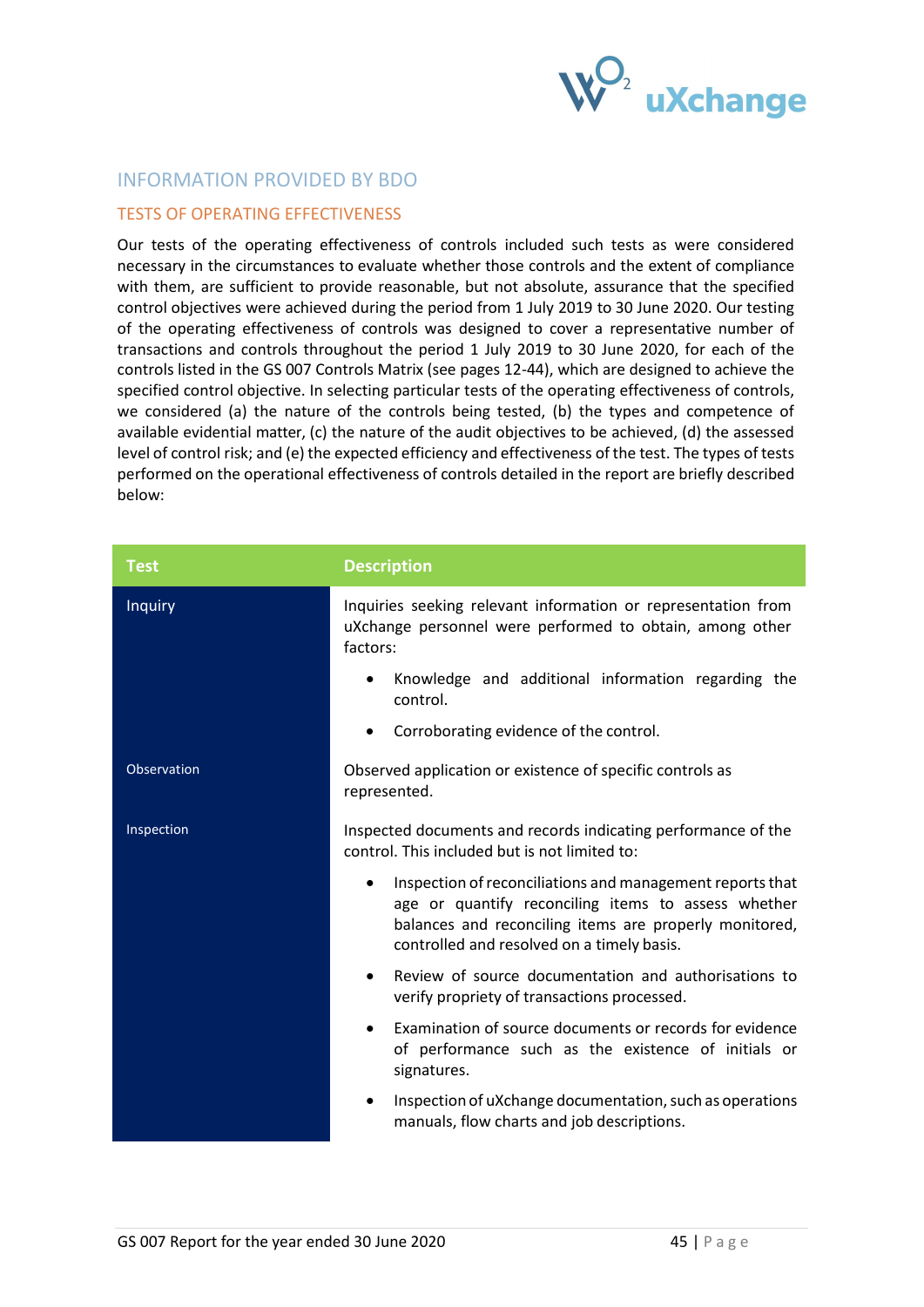## INFORMATION PROVIDED BY BDO

### TESTS OF OPERATING EFFECTIVENESS

Our tests of the operating effectiveness of controls included such tests as were considered necessary in the circumstances to evaluate whether those controls and the extent of compliance with them, are sufficient to provide reasonable, but not absolute, assurance that the specified control objectives were achieved during the period from 1 July 2019 to 30 June 2020. Our testing of the operating effectiveness of controls was designed to cover a representative number of transactions and controls throughout the period 1 July 2019 to 30 June 2020, for each of the controls listed in the GS 007 Controls Matrix (see pages 12-44), which are designed to achieve the specified control objective. In selecting particular tests of the operating effectiveness of controls, we considered (a) the nature of the controls being tested, (b) the types and competence of available evidential matter, (c) the nature of the audit objectives to be achieved, (d) the assessed level of control risk; and (e) the expected efficiency and effectiveness of the test. The types of tests performed on the operational effectiveness of controls detailed in the report are briefly described below:

| Test | Description |
|---|---|
| Inquiry | Inquiries seeking relevant information or representation from uXchange personnel were performed to obtain, among other factors:<br>• Knowledge and additional information regarding the control.<br>• Corroborating evidence of the control. |
| Observation | Observed application or existence of specific controls as represented. |
| Inspection | Inspected documents and records indicating performance of the control. This included but is not limited to:<br>• Inspection of reconciliations and management reports that age or quantify reconciling items to assess whether balances and reconciling items are properly monitored, controlled and resolved on a timely basis.<br>• Review of source documentation and authorisations to verify propriety of transactions processed.<br>• Examination of source documents or records for evidence of performance such as the existence of initials or signatures.<br>• Inspection of uXchange documentation, such as operations manuals, flow charts and job descriptions. |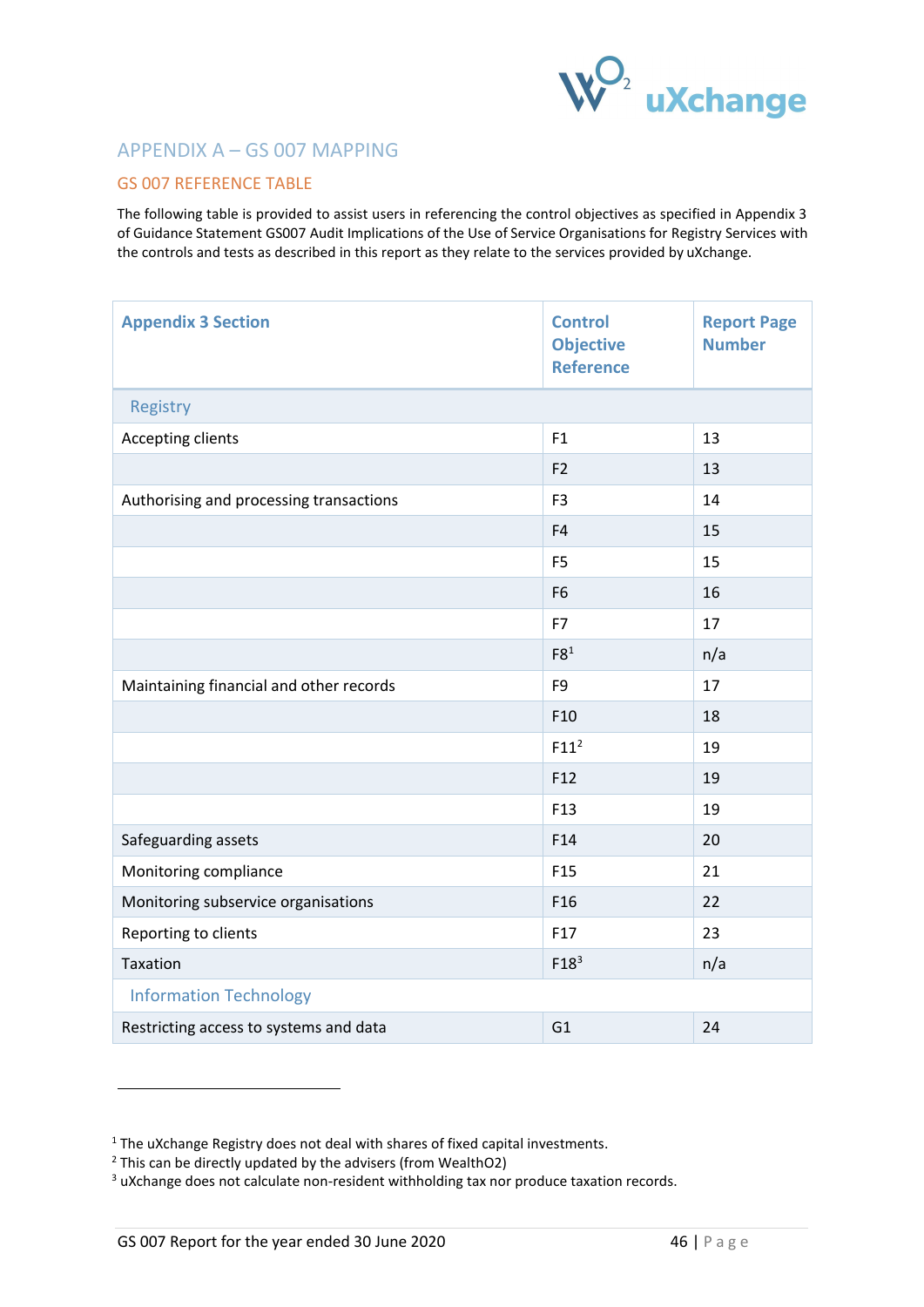# APPENDIX A – GS 007 MAPPING

## GS 007 REFERENCE TABLE

The following table is provided to assist users in referencing the control objectives as specified in Appendix 3 of Guidance Statement GS007 Audit Implications of the Use of Service Organisations for Registry Services with the controls and tests as described in this report as they relate to the services provided by uXchange.

| Appendix 3 Section | Control Objective Reference | Report Page Number |
|---|---|---|
| Registry | | |
| Accepting clients | F1 | 13 |
| | F2 | 13 |
| Authorising and processing transactions | F3 | 14 |
| | F4 | 15 |
| | F5 | 15 |
| | F6 | 16 |
| | F7 | 17 |
| | F8[1] | n/a |
| Maintaining financial and other records | F9 | 17 |
| | F10 | 18 |
| | F11[2] | 19 |
| | F12 | 19 |
| | F13 | 19 |
| Safeguarding assets | F14 | 20 |
| Monitoring compliance | F15 | 21 |
| Monitoring subservice organisations | F16 | 22 |
| Reporting to clients | F17 | 23 |
| Taxation | F18[3] | n/a |
| Information Technology | | |
| Restricting access to systems and data | G1 | 24 |

[1] The uXchange Registry does not deal with shares of fixed capital investments.
[2] This can be directly updated by the advisers (from WealthO2)
[3] uXchange does not calculate non-resident withholding tax nor produce taxation records.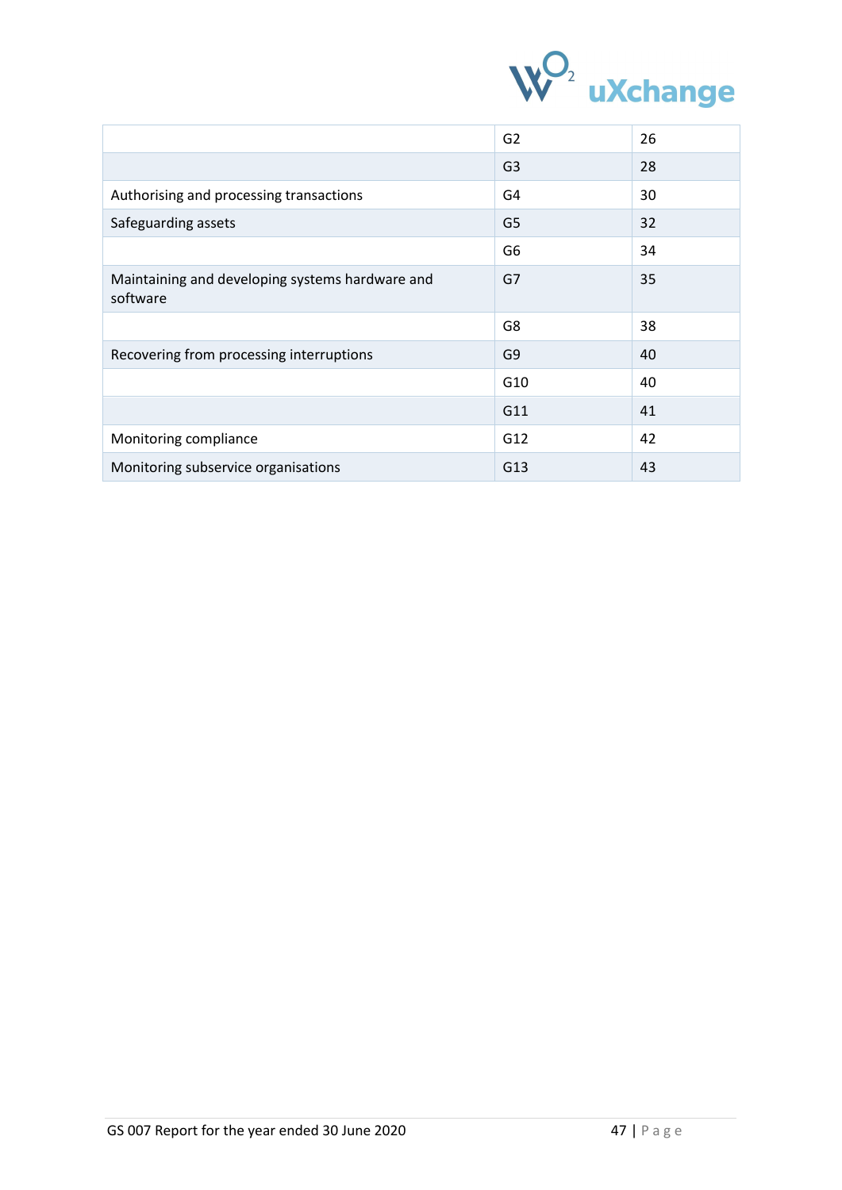| | | |
|---|---|---|
| | G2 | 26 |
| | G3 | 28 |
| Authorising and processing transactions | G4 | 30 |
| Safeguarding assets | G5 | 32 |
| | G6 | 34 |
| Maintaining and developing systems hardware and software | G7 | 35 |
| | G8 | 38 |
| Recovering from processing interruptions | G9 | 40 |
| | G10 | 40 |
| | G11 | 41 |
| Monitoring compliance | G12 | 42 |
| Monitoring subservice organisations | G13 | 43 |